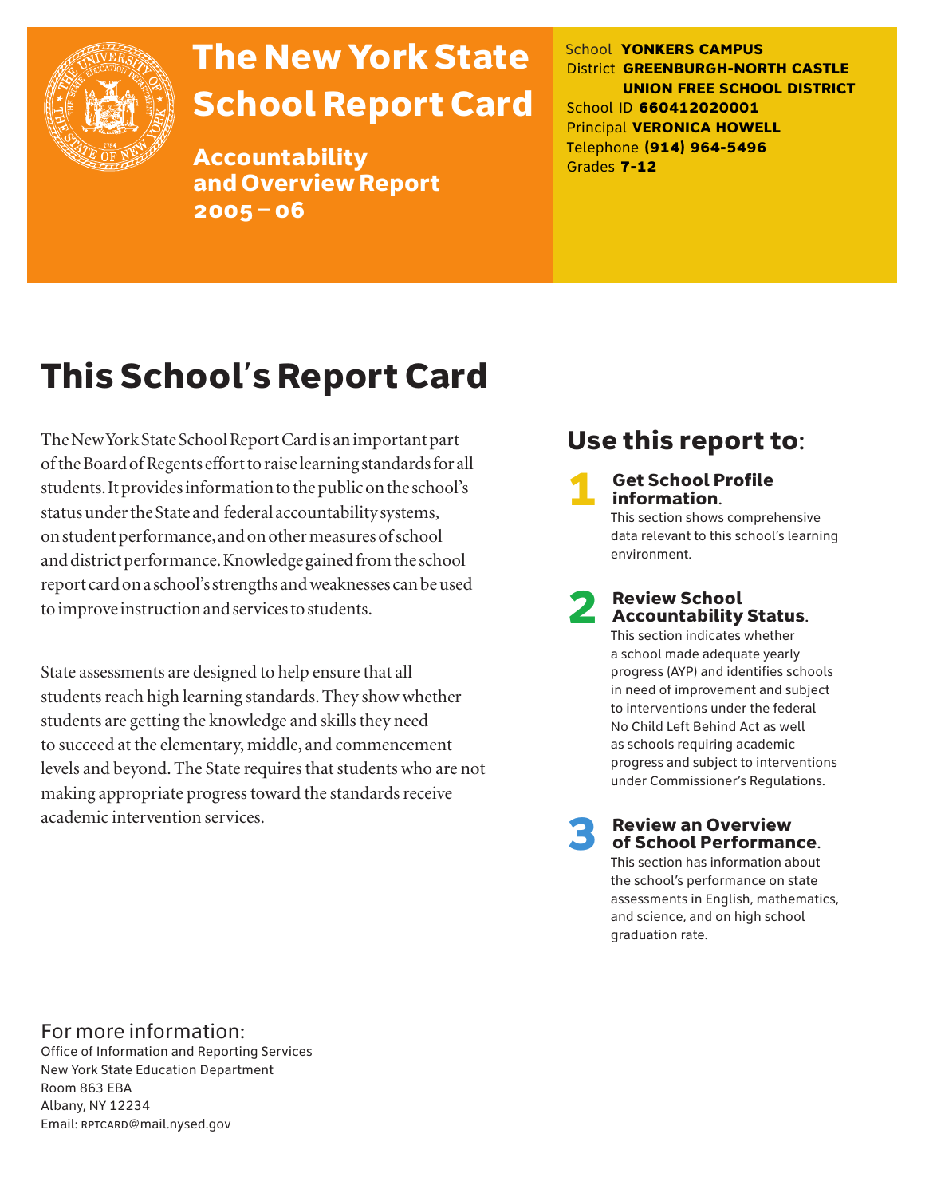# The New York State School Report Card

**Accountability and Overview Report 2005 – 06**

School **YONKERS CAMPUS**
District **GREENBURGH-NORTH CASTLE UNION FREE SCHOOL DISTRICT**
School ID **660412020001**
Principal **VERONICA HOWELL**
Telephone **(914) 964-5496**
Grades **7-12**

## This School's Report Card

The New York State School Report Card is an important part of the Board of Regents effort to raise learning standards for all students. It provides information to the public on the school's status under the State and federal accountability systems, on student performance, and on other measures of school and district performance. Knowledge gained from the school report card on a school's strengths and weaknesses can be used to improve instruction and services to students.

State assessments are designed to help ensure that all students reach high learning standards. They show whether students are getting the knowledge and skills they need to succeed at the elementary, middle, and commencement levels and beyond. The State requires that students who are not making appropriate progress toward the standards receive academic intervention services.

## Use this report to:

**1 Get School Profile information.**
This section shows comprehensive data relevant to this school's learning environment.

**2 Review School Accountability Status.**
This section indicates whether a school made adequate yearly progress (AYP) and identifies schools in need of improvement and subject to interventions under the federal No Child Left Behind Act as well as schools requiring academic progress and subject to interventions under Commissioner's Regulations.

**3 Review an Overview of School Performance.**
This section has information about the school's performance on state assessments in English, mathematics, and science, and on high school graduation rate.

For more information:
Office of Information and Reporting Services
New York State Education Department
Room 863 EBA
Albany, NY 12234
Email: RPTCARD@mail.nysed.gov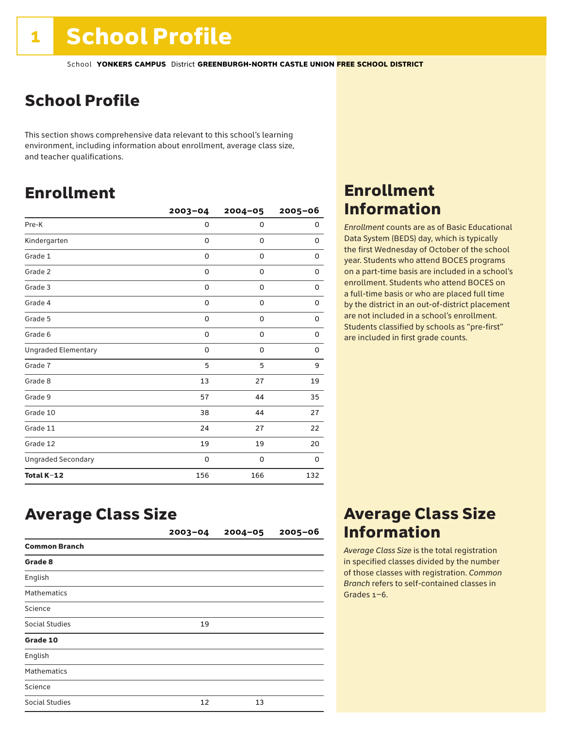# 1 School Profile

School **YONKERS CAMPUS** District **GREENBURGH-NORTH CASTLE UNION FREE SCHOOL DISTRICT**

## School Profile

This section shows comprehensive data relevant to this school's learning environment, including information about enrollment, average class size, and teacher qualifications.

## Enrollment

| | 2003–04 | 2004–05 | 2005–06 |
|---|---|---|---|
| Pre-K | 0 | 0 | 0 |
| Kindergarten | 0 | 0 | 0 |
| Grade 1 | 0 | 0 | 0 |
| Grade 2 | 0 | 0 | 0 |
| Grade 3 | 0 | 0 | 0 |
| Grade 4 | 0 | 0 | 0 |
| Grade 5 | 0 | 0 | 0 |
| Grade 6 | 0 | 0 | 0 |
| Ungraded Elementary | 0 | 0 | 0 |
| Grade 7 | 5 | 5 | 9 |
| Grade 8 | 13 | 27 | 19 |
| Grade 9 | 57 | 44 | 35 |
| Grade 10 | 38 | 44 | 27 |
| Grade 11 | 24 | 27 | 22 |
| Grade 12 | 19 | 19 | 20 |
| Ungraded Secondary | 0 | 0 | 0 |
| **Total K–12** | 156 | 166 | 132 |

## Enrollment Information

*Enrollment* counts are as of Basic Educational Data System (BEDS) day, which is typically the first Wednesday of October of the school year. Students who attend BOCES programs on a part-time basis are included in a school's enrollment. Students who attend BOCES on a full-time basis or who are placed full time by the district in an out-of-district placement are not included in a school's enrollment. Students classified by schools as "pre-first" are included in first grade counts.

## Average Class Size

| | 2003–04 | 2004–05 | 2005–06 |
|---|---|---|---|
| **Common Branch** | | | |
| **Grade 8** | | | |
| English | | | |
| Mathematics | | | |
| Science | | | |
| Social Studies | 19 | | |
| **Grade 10** | | | |
| English | | | |
| Mathematics | | | |
| Science | | | |
| Social Studies | 12 | 13 | |

## Average Class Size Information

*Average Class Size* is the total registration in specified classes divided by the number of those classes with registration. *Common Branch* refers to self-contained classes in Grades 1–6.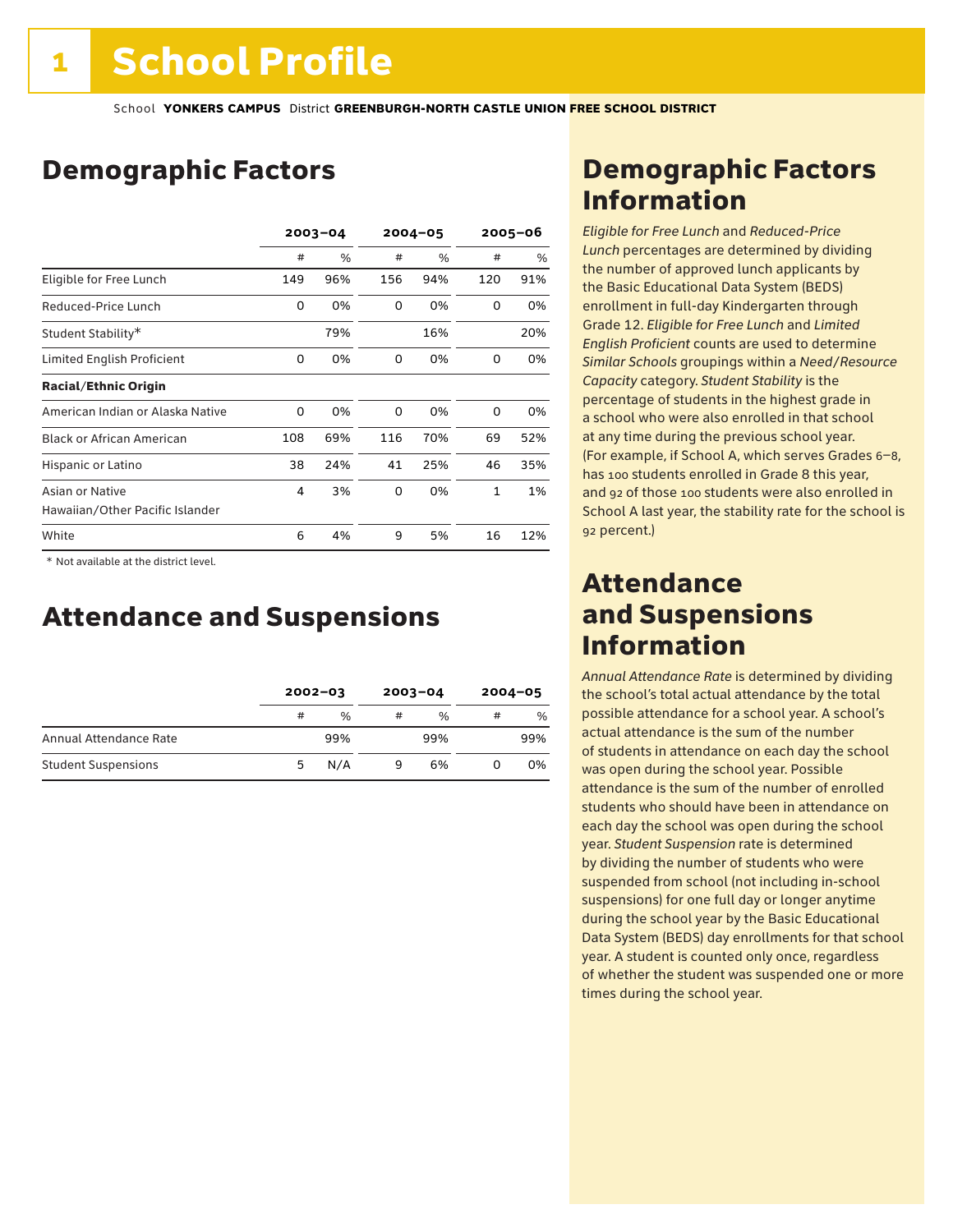# 1 School Profile

School **YONKERS CAMPUS** District **GREENBURGH-NORTH CASTLE UNION FREE SCHOOL DISTRICT**

## Demographic Factors

| | 2003–04 | | 2004–05 | | 2005–06 | |
|---|---|---|---|---|---|---|
| | # | % | # | % | # | % |
| Eligible for Free Lunch | 149 | 96% | 156 | 94% | 120 | 91% |
| Reduced-Price Lunch | 0 | 0% | 0 | 0% | 0 | 0% |
| Student Stability* | | 79% | | 16% | | 20% |
| Limited English Proficient | 0 | 0% | 0 | 0% | 0 | 0% |
| **Racial/Ethnic Origin** | | | | | | |
| American Indian or Alaska Native | 0 | 0% | 0 | 0% | 0 | 0% |
| Black or African American | 108 | 69% | 116 | 70% | 69 | 52% |
| Hispanic or Latino | 38 | 24% | 41 | 25% | 46 | 35% |
| Asian or Native Hawaiian/Other Pacific Islander | 4 | 3% | 0 | 0% | 1 | 1% |
| White | 6 | 4% | 9 | 5% | 16 | 12% |

\* Not available at the district level.

## Attendance and Suspensions

| | 2002–03 | | 2003–04 | | 2004–05 | |
|---|---|---|---|---|---|---|
| | # | % | # | % | # | % |
| Annual Attendance Rate | | 99% | | 99% | | 99% |
| Student Suspensions | 5 | N/A | 9 | 6% | 0 | 0% |

## Demographic Factors Information

*Eligible for Free Lunch* and *Reduced-Price Lunch* percentages are determined by dividing the number of approved lunch applicants by the Basic Educational Data System (BEDS) enrollment in full-day Kindergarten through Grade 12. *Eligible for Free Lunch* and *Limited English Proficient* counts are used to determine *Similar Schools* groupings within a *Need/Resource Capacity* category. *Student Stability* is the percentage of students in the highest grade in a school who were also enrolled in that school at any time during the previous school year. (For example, if School A, which serves Grades 6–8, has 100 students enrolled in Grade 8 this year, and 92 of those 100 students were also enrolled in School A last year, the stability rate for the school is 92 percent.)

## Attendance and Suspensions Information

*Annual Attendance Rate* is determined by dividing the school's total actual attendance by the total possible attendance for a school year. A school's actual attendance is the sum of the number of students in attendance on each day the school was open during the school year. Possible attendance is the sum of the number of enrolled students who should have been in attendance on each day the school was open during the school year. *Student Suspension* rate is determined by dividing the number of students who were suspended from school (not including in-school suspensions) for one full day or longer anytime during the school year by the Basic Educational Data System (BEDS) day enrollments for that school year. A student is counted only once, regardless of whether the student was suspended one or more times during the school year.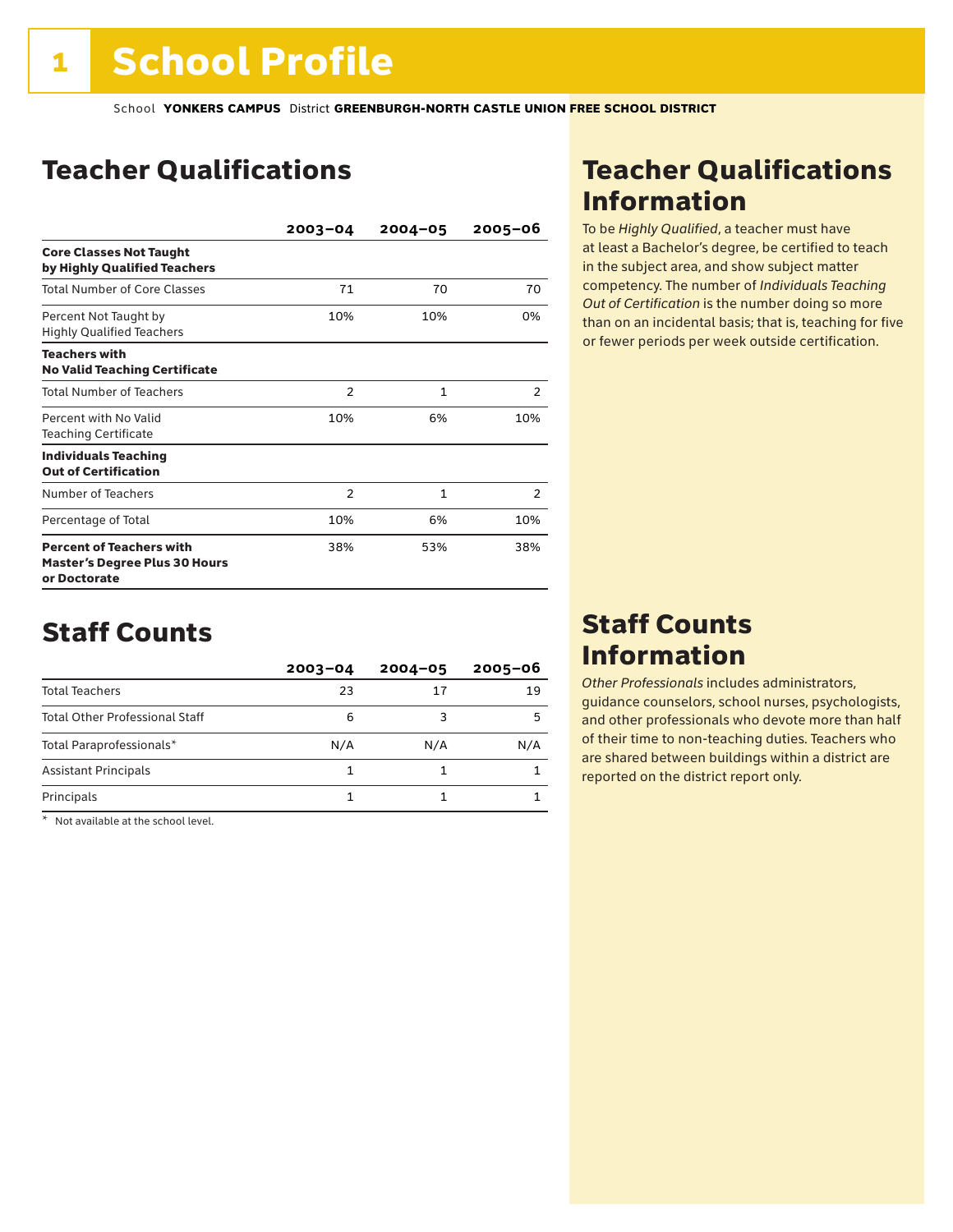# 1 School Profile

School **YONKERS CAMPUS** District **GREENBURGH-NORTH CASTLE UNION FREE SCHOOL DISTRICT**

## Teacher Qualifications

| | 2003–04 | 2004–05 | 2005–06 |
|---|---|---|---|
| **Core Classes Not Taught by Highly Qualified Teachers** | | | |
| Total Number of Core Classes | 71 | 70 | 70 |
| Percent Not Taught by Highly Qualified Teachers | 10% | 10% | 0% |
| **Teachers with No Valid Teaching Certificate** | | | |
| Total Number of Teachers | 2 | 1 | 2 |
| Percent with No Valid Teaching Certificate | 10% | 6% | 10% |
| **Individuals Teaching Out of Certification** | | | |
| Number of Teachers | 2 | 1 | 2 |
| Percentage of Total | 10% | 6% | 10% |
| **Percent of Teachers with Master's Degree Plus 30 Hours or Doctorate** | 38% | 53% | 38% |

## Teacher Qualifications Information

To be *Highly Qualified*, a teacher must have at least a Bachelor's degree, be certified to teach in the subject area, and show subject matter competency. The number of *Individuals Teaching Out of Certification* is the number doing so more than on an incidental basis; that is, teaching for five or fewer periods per week outside certification.

## Staff Counts

| | 2003–04 | 2004–05 | 2005–06 |
|---|---|---|---|
| Total Teachers | 23 | 17 | 19 |
| Total Other Professional Staff | 6 | 3 | 5 |
| Total Paraprofessionals* | N/A | N/A | N/A |
| Assistant Principals | 1 | 1 | 1 |
| Principals | 1 | 1 | 1 |

\* Not available at the school level.

## Staff Counts Information

*Other Professionals* includes administrators, guidance counselors, school nurses, psychologists, and other professionals who devote more than half of their time to non-teaching duties. Teachers who are shared between buildings within a district are reported on the district report only.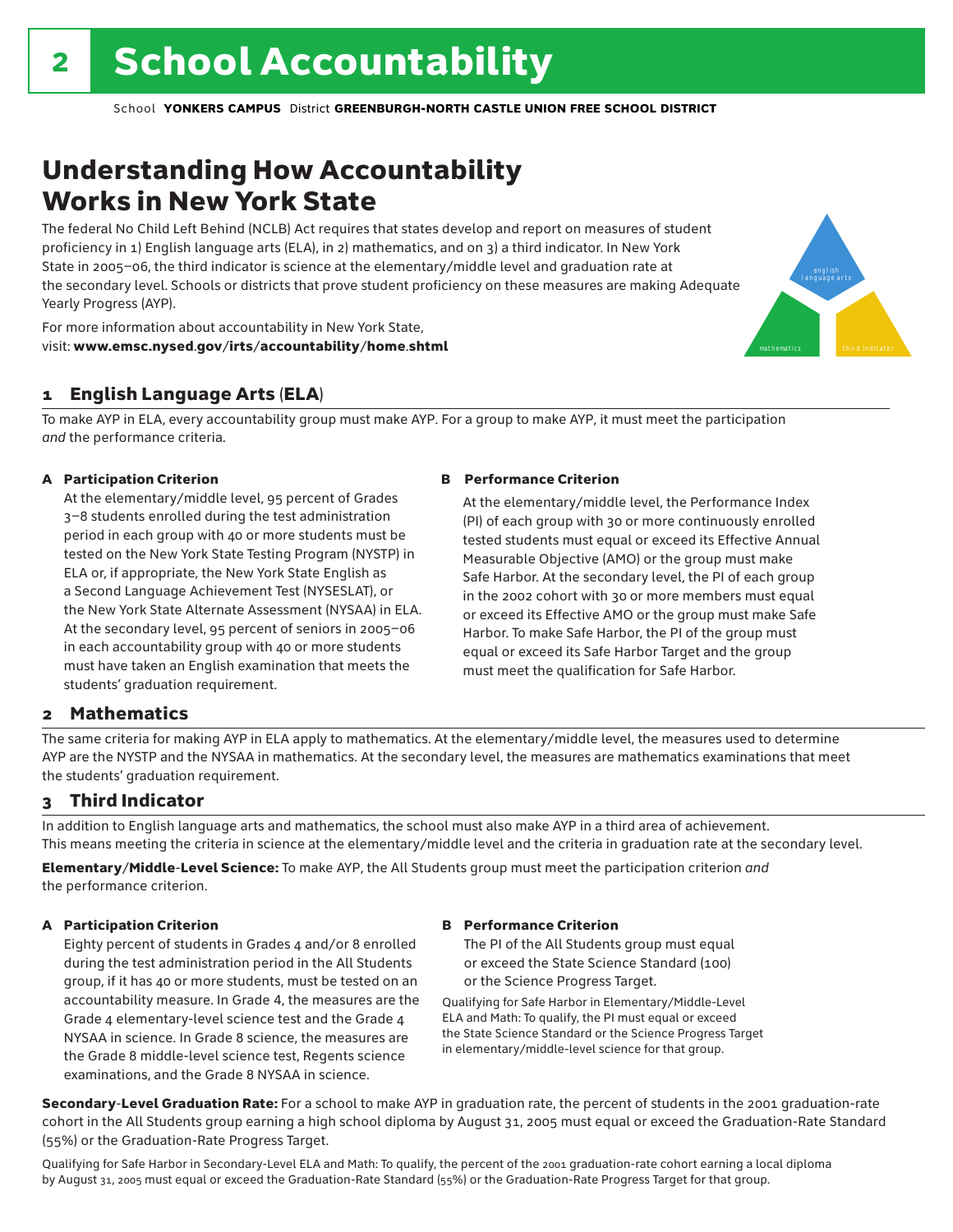# 2 School Accountability

School **YONKERS CAMPUS** District **GREENBURGH-NORTH CASTLE UNION FREE SCHOOL DISTRICT**

## Understanding How Accountability Works in New York State

The federal No Child Left Behind (NCLB) Act requires that states develop and report on measures of student proficiency in 1) English language arts (ELA), in 2) mathematics, and on 3) a third indicator. In New York State in 2005–06, the third indicator is science at the elementary/middle level and graduation rate at the secondary level. Schools or districts that prove student proficiency on these measures are making Adequate Yearly Progress (AYP).

For more information about accountability in New York State, visit: **www.emsc.nysed.gov/irts/accountability/home.shtml**

english language arts

mathematics

third indicator

### 1 English Language Arts (ELA)

To make AYP in ELA, every accountability group must make AYP. For a group to make AYP, it must meet the participation *and* the performance criteria.

**A Participation Criterion**

At the elementary/middle level, 95 percent of Grades 3–8 students enrolled during the test administration period in each group with 40 or more students must be tested on the New York State Testing Program (NYSTP) in ELA or, if appropriate, the New York State English as a Second Language Achievement Test (NYSESLAT), or the New York State Alternate Assessment (NYSAA) in ELA. At the secondary level, 95 percent of seniors in 2005–06 in each accountability group with 40 or more students must have taken an English examination that meets the students' graduation requirement.

**B Performance Criterion**

At the elementary/middle level, the Performance Index (PI) of each group with 30 or more continuously enrolled tested students must equal or exceed its Effective Annual Measurable Objective (AMO) or the group must make Safe Harbor. At the secondary level, the PI of each group in the 2002 cohort with 30 or more members must equal or exceed its Effective AMO or the group must make Safe Harbor. To make Safe Harbor, the PI of the group must equal or exceed its Safe Harbor Target and the group must meet the qualification for Safe Harbor.

### 2 Mathematics

The same criteria for making AYP in ELA apply to mathematics. At the elementary/middle level, the measures used to determine AYP are the NYSTP and the NYSAA in mathematics. At the secondary level, the measures are mathematics examinations that meet the students' graduation requirement.

### 3 Third Indicator

In addition to English language arts and mathematics, the school must also make AYP in a third area of achievement. This means meeting the criteria in science at the elementary/middle level and the criteria in graduation rate at the secondary level.

**Elementary/Middle-Level Science:** To make AYP, the All Students group must meet the participation criterion *and* the performance criterion.

**A Participation Criterion**

Eighty percent of students in Grades 4 and/or 8 enrolled during the test administration period in the All Students group, if it has 40 or more students, must be tested on an accountability measure. In Grade 4, the measures are the Grade 4 elementary-level science test and the Grade 4 NYSAA in science. In Grade 8 science, the measures are the Grade 8 middle-level science test, Regents science examinations, and the Grade 8 NYSAA in science.

**B Performance Criterion**

The PI of the All Students group must equal or exceed the State Science Standard (100) or the Science Progress Target.

Qualifying for Safe Harbor in Elementary/Middle-Level ELA and Math: To qualify, the PI must equal or exceed the State Science Standard or the Science Progress Target in elementary/middle-level science for that group.

**Secondary-Level Graduation Rate:** For a school to make AYP in graduation rate, the percent of students in the 2001 graduation-rate cohort in the All Students group earning a high school diploma by August 31, 2005 must equal or exceed the Graduation-Rate Standard (55%) or the Graduation-Rate Progress Target.

Qualifying for Safe Harbor in Secondary-Level ELA and Math: To qualify, the percent of the 2001 graduation-rate cohort earning a local diploma by August 31, 2005 must equal or exceed the Graduation-Rate Standard (55%) or the Graduation-Rate Progress Target for that group.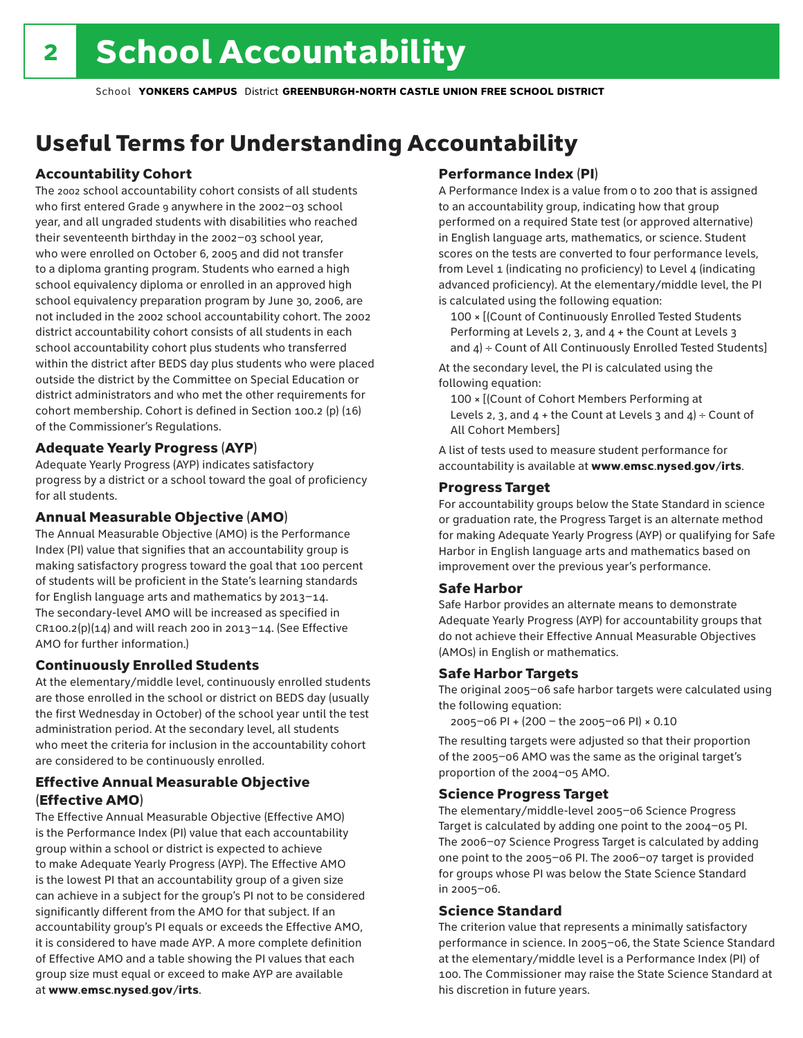# School Accountability

School **YONKERS CAMPUS** District **GREENBURGH-NORTH CASTLE UNION FREE SCHOOL DISTRICT**

## Useful Terms for Understanding Accountability

### Accountability Cohort

The 2002 school accountability cohort consists of all students who first entered Grade 9 anywhere in the 2002–03 school year, and all ungraded students with disabilities who reached their seventeenth birthday in the 2002–03 school year, who were enrolled on October 6, 2005 and did not transfer to a diploma granting program. Students who earned a high school equivalency diploma or enrolled in an approved high school equivalency preparation program by June 30, 2006, are not included in the 2002 school accountability cohort. The 2002 district accountability cohort consists of all students in each school accountability cohort plus students who transferred within the district after BEDS day plus students who were placed outside the district by the Committee on Special Education or district administrators and who met the other requirements for cohort membership. Cohort is defined in Section 100.2 (p) (16) of the Commissioner's Regulations.

### Adequate Yearly Progress (AYP)

Adequate Yearly Progress (AYP) indicates satisfactory progress by a district or a school toward the goal of proficiency for all students.

### Annual Measurable Objective (AMO)

The Annual Measurable Objective (AMO) is the Performance Index (PI) value that signifies that an accountability group is making satisfactory progress toward the goal that 100 percent of students will be proficient in the State's learning standards for English language arts and mathematics by 2013–14. The secondary-level AMO will be increased as specified in CR100.2(p)(14) and will reach 200 in 2013–14. (See Effective AMO for further information.)

### Continuously Enrolled Students

At the elementary/middle level, continuously enrolled students are those enrolled in the school or district on BEDS day (usually the first Wednesday in October) of the school year until the test administration period. At the secondary level, all students who meet the criteria for inclusion in the accountability cohort are considered to be continuously enrolled.

### Effective Annual Measurable Objective (Effective AMO)

The Effective Annual Measurable Objective (Effective AMO) is the Performance Index (PI) value that each accountability group within a school or district is expected to achieve to make Adequate Yearly Progress (AYP). The Effective AMO is the lowest PI that an accountability group of a given size can achieve in a subject for the group's PI not to be considered significantly different from the AMO for that subject. If an accountability group's PI equals or exceeds the Effective AMO, it is considered to have made AYP. A more complete definition of Effective AMO and a table showing the PI values that each group size must equal or exceed to make AYP are available at **www.emsc.nysed.gov/irts**.

### Performance Index (PI)

A Performance Index is a value from 0 to 200 that is assigned to an accountability group, indicating how that group performed on a required State test (or approved alternative) in English language arts, mathematics, or science. Student scores on the tests are converted to four performance levels, from Level 1 (indicating no proficiency) to Level 4 (indicating advanced proficiency). At the elementary/middle level, the PI is calculated using the following equation:

100 × [(Count of Continuously Enrolled Tested Students Performing at Levels 2, 3, and 4 + the Count at Levels 3 and 4) ÷ Count of All Continuously Enrolled Tested Students]

At the secondary level, the PI is calculated using the following equation:

100 × [(Count of Cohort Members Performing at Levels 2, 3, and 4 + the Count at Levels 3 and 4) ÷ Count of All Cohort Members]

A list of tests used to measure student performance for accountability is available at **www.emsc.nysed.gov/irts**.

### Progress Target

For accountability groups below the State Standard in science or graduation rate, the Progress Target is an alternate method for making Adequate Yearly Progress (AYP) or qualifying for Safe Harbor in English language arts and mathematics based on improvement over the previous year's performance.

### Safe Harbor

Safe Harbor provides an alternate means to demonstrate Adequate Yearly Progress (AYP) for accountability groups that do not achieve their Effective Annual Measurable Objectives (AMOs) in English or mathematics.

### Safe Harbor Targets

The original 2005–06 safe harbor targets were calculated using the following equation:

2005–06 PI + (200 – the 2005–06 PI) × 0.10

The resulting targets were adjusted so that their proportion of the 2005–06 AMO was the same as the original target's proportion of the 2004–05 AMO.

### Science Progress Target

The elementary/middle-level 2005–06 Science Progress Target is calculated by adding one point to the 2004–05 PI. The 2006–07 Science Progress Target is calculated by adding one point to the 2005–06 PI. The 2006–07 target is provided for groups whose PI was below the State Science Standard in 2005–06.

### Science Standard

The criterion value that represents a minimally satisfactory performance in science. In 2005–06, the State Science Standard at the elementary/middle level is a Performance Index (PI) of 100. The Commissioner may raise the State Science Standard at his discretion in future years.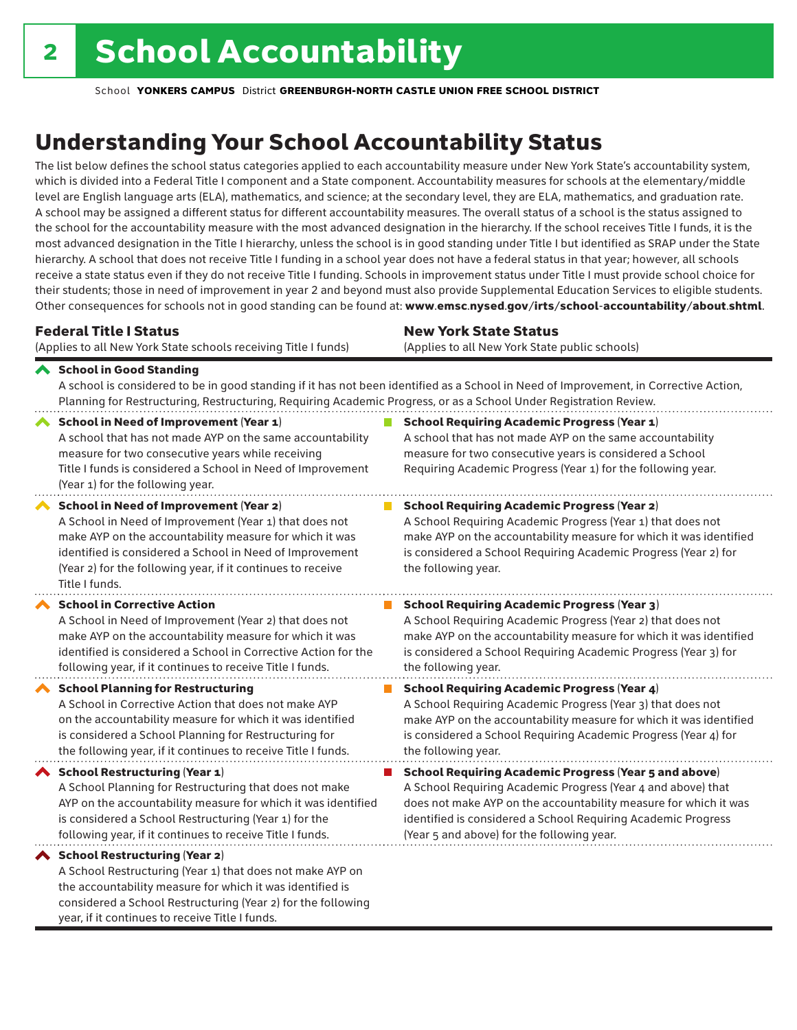# School Accountability

School **YONKERS CAMPUS** District **GREENBURGH-NORTH CASTLE UNION FREE SCHOOL DISTRICT**

## Understanding Your School Accountability Status

The list below defines the school status categories applied to each accountability measure under New York State's accountability system, which is divided into a Federal Title I component and a State component. Accountability measures for schools at the elementary/middle level are English language arts (ELA), mathematics, and science; at the secondary level, they are ELA, mathematics, and graduation rate. A school may be assigned a different status for different accountability measures. The overall status of a school is the status assigned to the school for the accountability measure with the most advanced designation in the hierarchy. If the school receives Title I funds, it is the most advanced designation in the Title I hierarchy, unless the school is in good standing under Title I but identified as SRAP under the State hierarchy. A school that does not receive Title I funding in a school year does not have a federal status in that year; however, all schools receive a state status even if they do not receive Title I funding. Schools in improvement status under Title I must provide school choice for their students; those in need of improvement in year 2 and beyond must also provide Supplemental Education Services to eligible students. Other consequences for schools not in good standing can be found at: **www.emsc.nysed.gov/irts/school-accountability/about.shtml**.

| **Federal Title I Status** (Applies to all New York State schools receiving Title I funds) | **New York State Status** (Applies to all New York State public schools) |
|---|---|
| **School in Good Standing** A school is considered to be in good standing if it has not been identified as a School in Need of Improvement, in Corrective Action, Planning for Restructuring, Restructuring, Requiring Academic Progress, or as a School Under Registration Review. | |
| **School in Need of Improvement (Year 1)** A school that has not made AYP on the same accountability measure for two consecutive years while receiving Title I funds is considered a School in Need of Improvement (Year 1) for the following year. | **School Requiring Academic Progress (Year 1)** A school that has not made AYP on the same accountability measure for two consecutive years is considered a School Requiring Academic Progress (Year 1) for the following year. |
| **School in Need of Improvement (Year 2)** A School in Need of Improvement (Year 1) that does not make AYP on the accountability measure for which it was identified is considered a School in Need of Improvement (Year 2) for the following year, if it continues to receive Title I funds. | **School Requiring Academic Progress (Year 2)** A School Requiring Academic Progress (Year 1) that does not make AYP on the accountability measure for which it was identified is considered a School Requiring Academic Progress (Year 2) for the following year. |
| **School in Corrective Action** A School in Need of Improvement (Year 2) that does not make AYP on the accountability measure for which it was identified is considered a School in Corrective Action for the following year, if it continues to receive Title I funds. | **School Requiring Academic Progress (Year 3)** A School Requiring Academic Progress (Year 2) that does not make AYP on the accountability measure for which it was identified is considered a School Requiring Academic Progress (Year 3) for the following year. |
| **School Planning for Restructuring** A School in Corrective Action that does not make AYP on the accountability measure for which it was identified is considered a School Planning for Restructuring for the following year, if it continues to receive Title I funds. | **School Requiring Academic Progress (Year 4)** A School Requiring Academic Progress (Year 3) that does not make AYP on the accountability measure for which it was identified is considered a School Requiring Academic Progress (Year 4) for the following year. |
| **School Restructuring (Year 1)** A School Planning for Restructuring that does not make AYP on the accountability measure for which it was identified is considered a School Restructuring (Year 1) for the following year, if it continues to receive Title I funds. | **School Requiring Academic Progress (Year 5 and above)** A School Requiring Academic Progress (Year 4 and above) that does not make AYP on the accountability measure for which it was identified is considered a School Requiring Academic Progress (Year 5 and above) for the following year. |
| **School Restructuring (Year 2)** A School Restructuring (Year 1) that does not make AYP on the accountability measure for which it was identified is considered a School Restructuring (Year 2) for the following year, if it continues to receive Title I funds. | |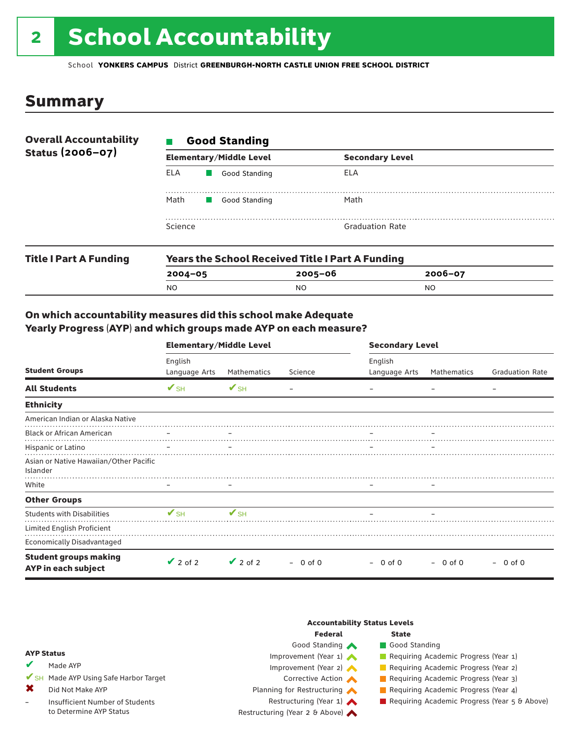# 2 School Accountability

School **YONKERS CAMPUS** District **GREENBURGH-NORTH CASTLE UNION FREE SCHOOL DISTRICT**

## Summary

**Overall Accountability Status (2006–07)**

■ **Good Standing**

| Elementary/Middle Level | | Secondary Level |
|---|---|---|
| ELA | ■ Good Standing | ELA |
| Math | ■ Good Standing | Math |
| Science | | Graduation Rate |

**Title I Part A Funding**

**Years the School Received Title I Part A Funding**

| 2004–05 | 2005–06 | 2006–07 |
|---|---|---|
| NO | NO | NO |

### On which accountability measures did this school make Adequate Yearly Progress (AYP) and which groups made AYP on each measure?

| Student Groups | Elementary/Middle Level English Language Arts | Elementary/Middle Level Mathematics | Elementary/Middle Level Science | Secondary Level English Language Arts | Secondary Level Mathematics | Secondary Level Graduation Rate |
|---|---|---|---|---|---|---|
| **All Students** | ✔SH | ✔SH | – | – | – | – |
| **Ethnicity** | | | | | | |
| American Indian or Alaska Native | | | | | | |
| Black or African American | – | – | | – | – | |
| Hispanic or Latino | – | – | | – | – | |
| Asian or Native Hawaiian/Other Pacific Islander | | | | | | |
| White | – | – | | – | – | |
| **Other Groups** | | | | | | |
| Students with Disabilities | ✔SH | ✔SH | | – | – | |
| Limited English Proficient | | | | | | |
| Economically Disadvantaged | | | | | | |
| **Student groups making AYP in each subject** | ✔ 2 of 2 | ✔ 2 of 2 | – 0 of 0 | – 0 of 0 | – 0 of 0 | – 0 of 0 |

**AYP Status**

- ✔ Made AYP
- ✔SH Made AYP Using Safe Harbor Target
- ✖ Did Not Make AYP
- – Insufficient Number of Students to Determine AYP Status

**Accountability Status Levels**

| Federal | State |
|---|---|
| Good Standing | Good Standing |
| Improvement (Year 1) | Requiring Academic Progress (Year 1) |
| Improvement (Year 2) | Requiring Academic Progress (Year 2) |
| Corrective Action | Requiring Academic Progress (Year 3) |
| Planning for Restructuring | Requiring Academic Progress (Year 4) |
| Restructuring (Year 1) | Requiring Academic Progress (Year 5 & Above) |
| Restructuring (Year 2 & Above) | |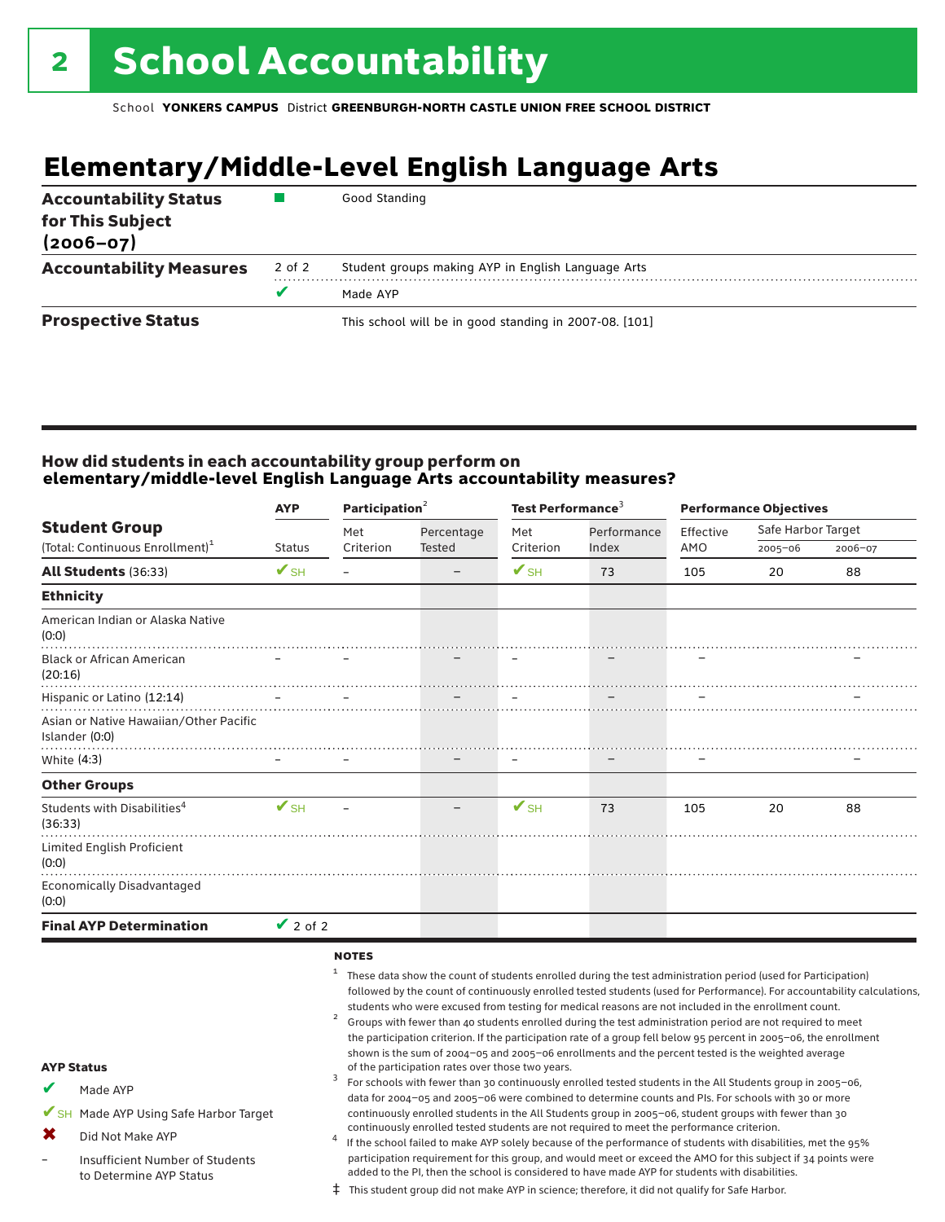# 2 School Accountability

School **YONKERS CAMPUS** District **GREENBURGH-NORTH CASTLE UNION FREE SCHOOL DISTRICT**

## Elementary/Middle-Level English Language Arts

| | | |
|---|---|---|
| **Accountability Status for This Subject (2006–07)** | ■ | Good Standing |
| **Accountability Measures** | 2 of 2 | Student groups making AYP in English Language Arts |
| | ✔ | Made AYP |
| **Prospective Status** | | This school will be in good standing in 2007-08. [101] |

### How did students in each accountability group perform on elementary/middle-level English Language Arts accountability measures?

| Student Group (Total: Continuous Enrollment)[1] | AYP | Participation[2] | | Test Performance[3] | | Performance Objectives | | |
|---|---|---|---|---|---|---|---|---|
| | Status | Met Criterion | Percentage Tested | Met Criterion | Performance Index | Effective AMO | Safe Harbor Target 2005–06 | Safe Harbor Target 2006–07 |
| **All Students** (36:33) | ✔SH | – | – | ✔SH | 73 | 105 | 20 | 88 |
| **Ethnicity** | | | | | | | | |
| American Indian or Alaska Native (0:0) | | | | | | | | |
| Black or African American (20:16) | – | – | – | – | – | – | | – |
| Hispanic or Latino (12:14) | – | – | – | – | – | – | | – |
| Asian or Native Hawaiian/Other Pacific Islander (0:0) | | | | | | | | |
| White (4:3) | – | – | – | – | – | – | | – |
| **Other Groups** | | | | | | | | |
| Students with Disabilities[4] (36:33) | ✔SH | – | – | ✔SH | 73 | 105 | 20 | 88 |
| Limited English Proficient (0:0) | | | | | | | | |
| Economically Disadvantaged (0:0) | | | | | | | | |
| **Final AYP Determination** | ✔ 2 of 2 | | | | | | | |

**AYP Status**

- ✔ Made AYP
- ✔SH Made AYP Using Safe Harbor Target
- ✖ Did Not Make AYP
- – Insufficient Number of Students to Determine AYP Status

**NOTES**

1. These data show the count of students enrolled during the test administration period (used for Participation) followed by the count of continuously enrolled tested students (used for Performance). For accountability calculations, students who were excused from testing for medical reasons are not included in the enrollment count.
2. Groups with fewer than 40 students enrolled during the test administration period are not required to meet the participation criterion. If the participation rate of a group fell below 95 percent in 2005–06, the enrollment shown is the sum of 2004–05 and 2005–06 enrollments and the percent tested is the weighted average of the participation rates over those two years.
3. For schools with fewer than 30 continuously enrolled tested students in the All Students group in 2005–06, data for 2004–05 and 2005–06 were combined to determine counts and PIs. For schools with 30 or more continuously enrolled students in the All Students group in 2005–06, student groups with fewer than 30 continuously enrolled tested students are not required to meet the performance criterion.
4. If the school failed to make AYP solely because of the performance of students with disabilities, met the 95% participation requirement for this group, and would meet or exceed the AMO for this subject if 34 points were added to the PI, then the school is considered to have made AYP for students with disabilities.

‡ This student group did not make AYP in science; therefore, it did not qualify for Safe Harbor.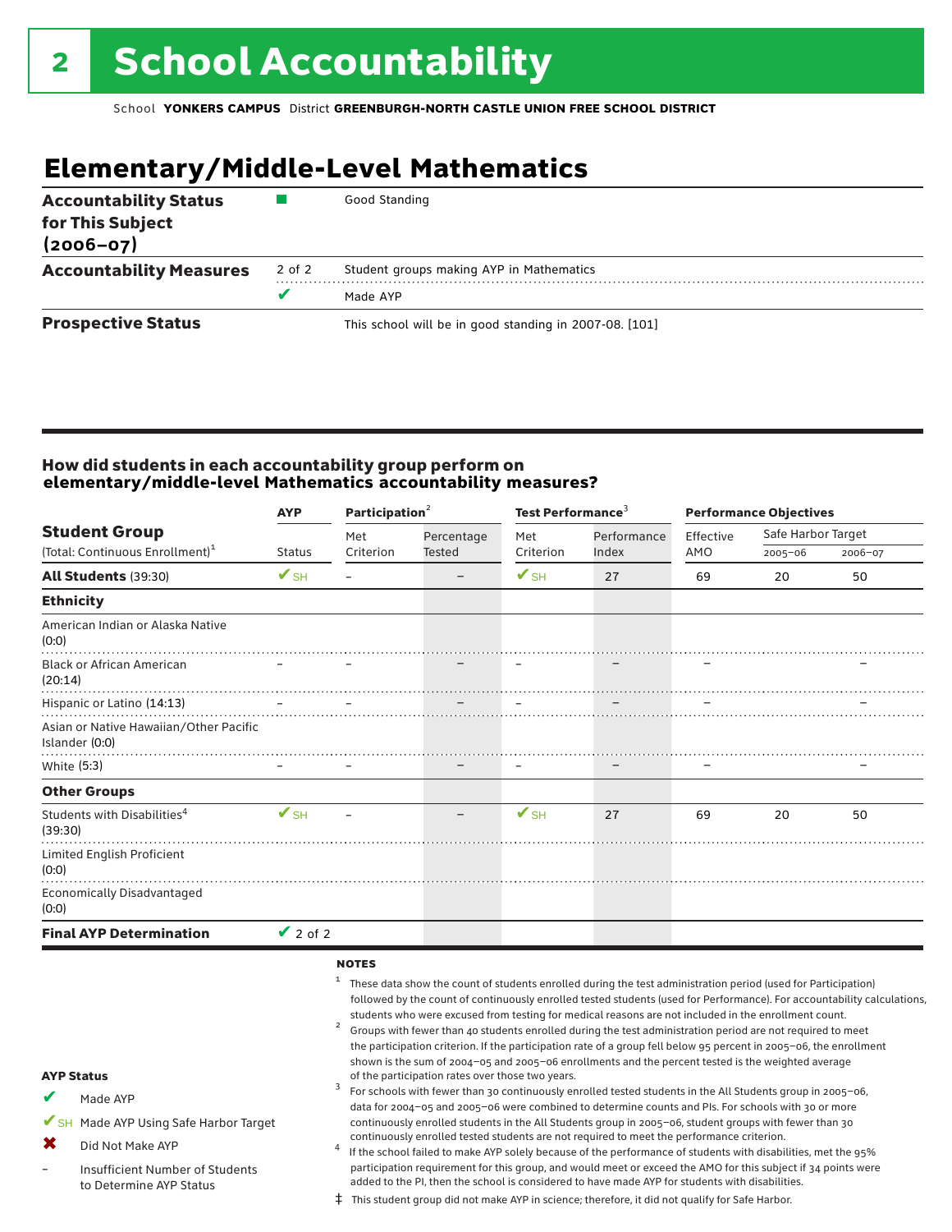# 2 School Accountability

School **YONKERS CAMPUS** District **GREENBURGH-NORTH CASTLE UNION FREE SCHOOL DISTRICT**

## Elementary/Middle-Level Mathematics

| | | |
|---|---|---|
| **Accountability Status for This Subject (2006–07)** | ■ | Good Standing |
| **Accountability Measures** | 2 of 2 | Student groups making AYP in Mathematics |
| | ✔ | Made AYP |
| **Prospective Status** | | This school will be in good standing in 2007-08. [101] |

### How did students in each accountability group perform on elementary/middle-level Mathematics accountability measures?

| Student Group | AYP | Participation[2] | | Test Performance[3] | | Performance Objectives | | |
|---|---|---|---|---|---|---|---|---|
| (Total: Continuous Enrollment)[1] | Status | Met Criterion | Percentage Tested | Met Criterion | Performance Index | Effective AMO | Safe Harbor Target 2005–06 | Safe Harbor Target 2006–07 |
| **All Students** (39:30) | ✔SH | – | – | ✔SH | 27 | 69 | 20 | 50 |
| **Ethnicity** | | | | | | | | |
| American Indian or Alaska Native (0:0) | | | | | | | | |
| Black or African American (20:14) | – | – | – | – | – | – | | – |
| Hispanic or Latino (14:13) | – | – | – | – | – | – | | – |
| Asian or Native Hawaiian/Other Pacific Islander (0:0) | | | | | | | | |
| White (5:3) | – | – | – | – | – | – | | – |
| **Other Groups** | | | | | | | | |
| Students with Disabilities[4] (39:30) | ✔SH | – | – | ✔SH | 27 | 69 | 20 | 50 |
| Limited English Proficient (0:0) | | | | | | | | |
| Economically Disadvantaged (0:0) | | | | | | | | |
| **Final AYP Determination** | ✔ 2 of 2 | | | | | | | |

**NOTES**

1. These data show the count of students enrolled during the test administration period (used for Participation) followed by the count of continuously enrolled tested students (used for Performance). For accountability calculations, students who were excused from testing for medical reasons are not included in the enrollment count.
2. Groups with fewer than 40 students enrolled during the test administration period are not required to meet the participation criterion. If the participation rate of a group fell below 95 percent in 2005–06, the enrollment shown is the sum of 2004–05 and 2005–06 enrollments and the percent tested is the weighted average of the participation rates over those two years.
3. For schools with fewer than 30 continuously enrolled tested students in the All Students group in 2005–06, data for 2004–05 and 2005–06 were combined to determine counts and PIs. For schools with 30 or more continuously enrolled students in the All Students group in 2005–06, student groups with fewer than 30 continuously enrolled tested students are not required to meet the performance criterion.
4. If the school failed to make AYP solely because of the performance of students with disabilities, met the 95% participation requirement for this group, and would meet or exceed the AMO for this subject if 34 points were added to the PI, then the school is considered to have made AYP for students with disabilities.

‡ This student group did not make AYP in science; therefore, it did not qualify for Safe Harbor.

**AYP Status**

- ✔ Made AYP
- ✔SH Made AYP Using Safe Harbor Target
- ✖ Did Not Make AYP
- – Insufficient Number of Students to Determine AYP Status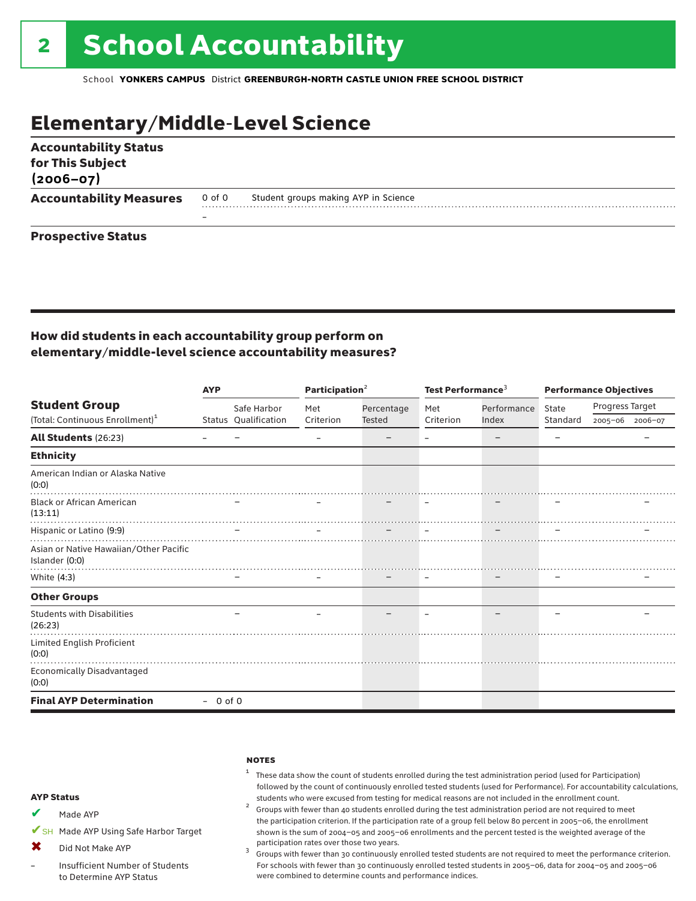# 2 School Accountability

School **YONKERS CAMPUS** District **GREENBURGH-NORTH CASTLE UNION FREE SCHOOL DISTRICT**

## Elementary/Middle-Level Science

**Accountability Status for This Subject (2006–07)**

**Accountability Measures** 0 of 0 Student groups making AYP in Science

–

**Prospective Status**

### How did students in each accountability group perform on elementary/middle-level science accountability measures?

| Student Group (Total: Continuous Enrollment)[1] | AYP Status | AYP Safe Harbor Qualification | Participation[2] Met Criterion | Participation[2] Percentage Tested | Test Performance[3] Met Criterion | Test Performance[3] Performance Index | Performance Objectives State Standard | Progress Target 2005–06 | Progress Target 2006–07 |
|---|---|---|---|---|---|---|---|---|---|
| **All Students** (26:23) | – | – | – | – | – | – | – | | – |
| **Ethnicity** | | | | | | | | | |
| American Indian or Alaska Native (0:0) | | | | | | | | | |
| Black or African American (13:11) | | – | – | – | – | – | – | | – |
| Hispanic or Latino (9:9) | | – | – | – | – | – | – | | – |
| Asian or Native Hawaiian/Other Pacific Islander (0:0) | | | | | | | | | |
| White (4:3) | | – | – | – | – | – | – | | – |
| **Other Groups** | | | | | | | | | |
| Students with Disabilities (26:23) | | – | – | – | – | – | – | | – |
| Limited English Proficient (0:0) | | | | | | | | | |
| Economically Disadvantaged (0:0) | | | | | | | | | |
| **Final AYP Determination** | – 0 of 0 | | | | | | | | |

**AYP Status**

- ✔ Made AYP
- ✔SH Made AYP Using Safe Harbor Target
- ✖ Did Not Make AYP
- – Insufficient Number of Students to Determine AYP Status

**NOTES**

[1] These data show the count of students enrolled during the test administration period (used for Participation) followed by the count of continuously enrolled tested students (used for Performance). For accountability calculations, students who were excused from testing for medical reasons are not included in the enrollment count.

[2] Groups with fewer than 40 students enrolled during the test administration period are not required to meet the participation criterion. If the participation rate of a group fell below 80 percent in 2005–06, the enrollment shown is the sum of 2004–05 and 2005–06 enrollments and the percent tested is the weighted average of the participation rates over those two years.

[3] Groups with fewer than 30 continuously enrolled tested students are not required to meet the performance criterion. For schools with fewer than 30 continuously enrolled tested students in 2005–06, data for 2004–05 and 2005–06 were combined to determine counts and performance indices.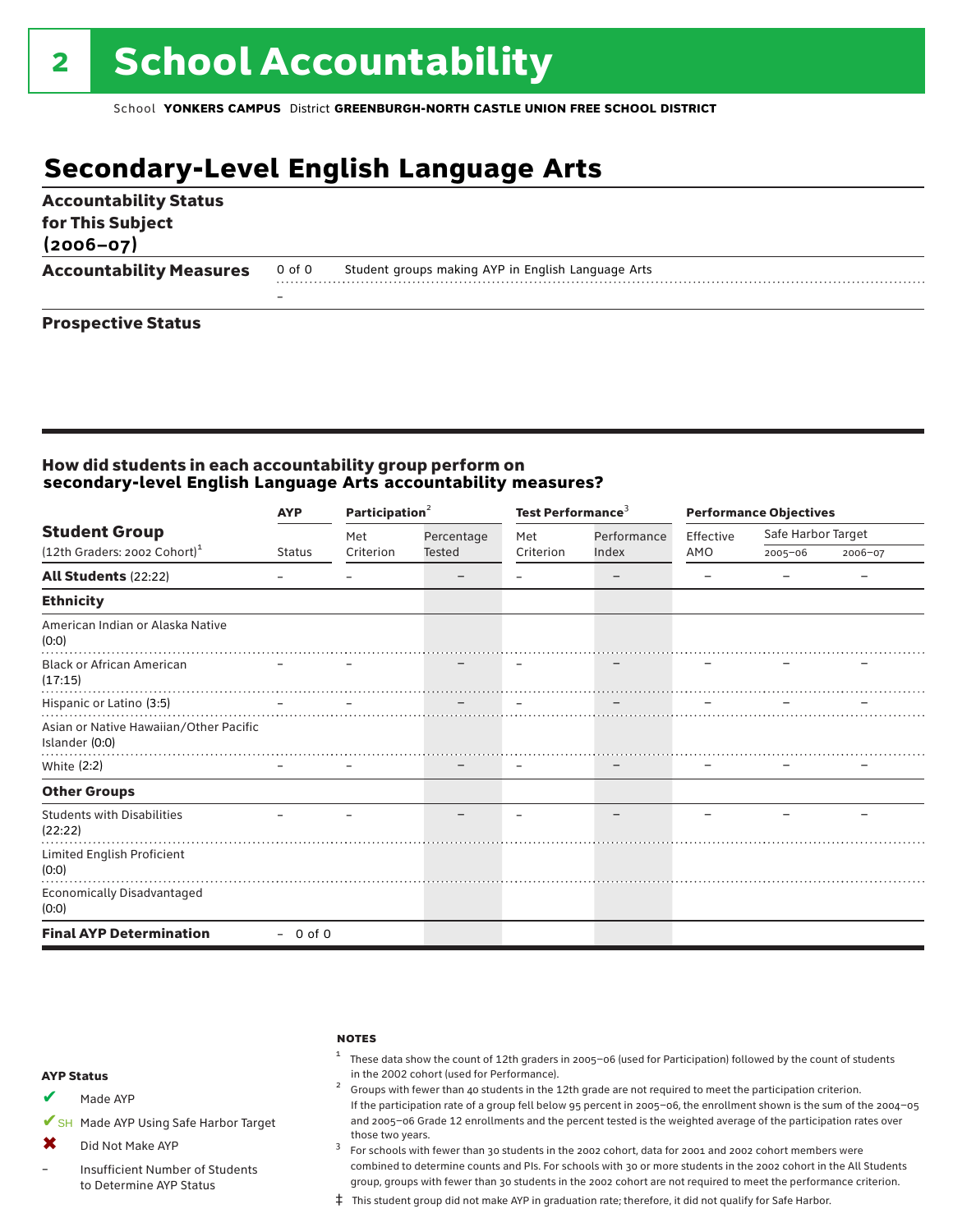# 2 School Accountability

School **YONKERS CAMPUS** District **GREENBURGH-NORTH CASTLE UNION FREE SCHOOL DISTRICT**

## Secondary-Level English Language Arts

**Accountability Status for This Subject (2006–07)**

**Accountability Measures** 0 of 0 Student groups making AYP in English Language Arts

–

**Prospective Status**

### How did students in each accountability group perform on secondary-level English Language Arts accountability measures?

| Student Group (12th Graders: 2002 Cohort)[1] | AYP | Participation[2] | | Test Performance[3] | | Performance Objectives | | |
|---|---|---|---|---|---|---|---|---|
| | Status | Met Criterion | Percentage Tested | Met Criterion | Performance Index | Effective AMO | Safe Harbor Target 2005–06 | Safe Harbor Target 2006–07 |
| **All Students** (22:22) | – | – | – | – | – | – | – | – |
| **Ethnicity** | | | | | | | | |
| American Indian or Alaska Native (0:0) | | | | | | | | |
| Black or African American (17:15) | – | – | – | – | – | – | – | – |
| Hispanic or Latino (3:5) | – | – | – | – | – | – | – | – |
| Asian or Native Hawaiian/Other Pacific Islander (0:0) | | | | | | | | |
| White (2:2) | – | – | – | – | – | – | – | – |
| **Other Groups** | | | | | | | | |
| Students with Disabilities (22:22) | – | – | – | – | – | – | – | – |
| Limited English Proficient (0:0) | | | | | | | | |
| Economically Disadvantaged (0:0) | | | | | | | | |
| **Final AYP Determination** | – 0 of 0 | | | | | | | |

**AYP Status**

- ✔ Made AYP
- ✔SH Made AYP Using Safe Harbor Target
- ✖ Did Not Make AYP
- – Insufficient Number of Students to Determine AYP Status

**NOTES**

1 These data show the count of 12th graders in 2005–06 (used for Participation) followed by the count of students in the 2002 cohort (used for Performance).

2 Groups with fewer than 40 students in the 12th grade are not required to meet the participation criterion. If the participation rate of a group fell below 95 percent in 2005–06, the enrollment shown is the sum of the 2004–05 and 2005–06 Grade 12 enrollments and the percent tested is the weighted average of the participation rates over those two years.

3 For schools with fewer than 30 students in the 2002 cohort, data for 2001 and 2002 cohort members were combined to determine counts and PIs. For schools with 30 or more students in the 2002 cohort in the All Students group, groups with fewer than 30 students in the 2002 cohort are not required to meet the performance criterion.

‡ This student group did not make AYP in graduation rate; therefore, it did not qualify for Safe Harbor.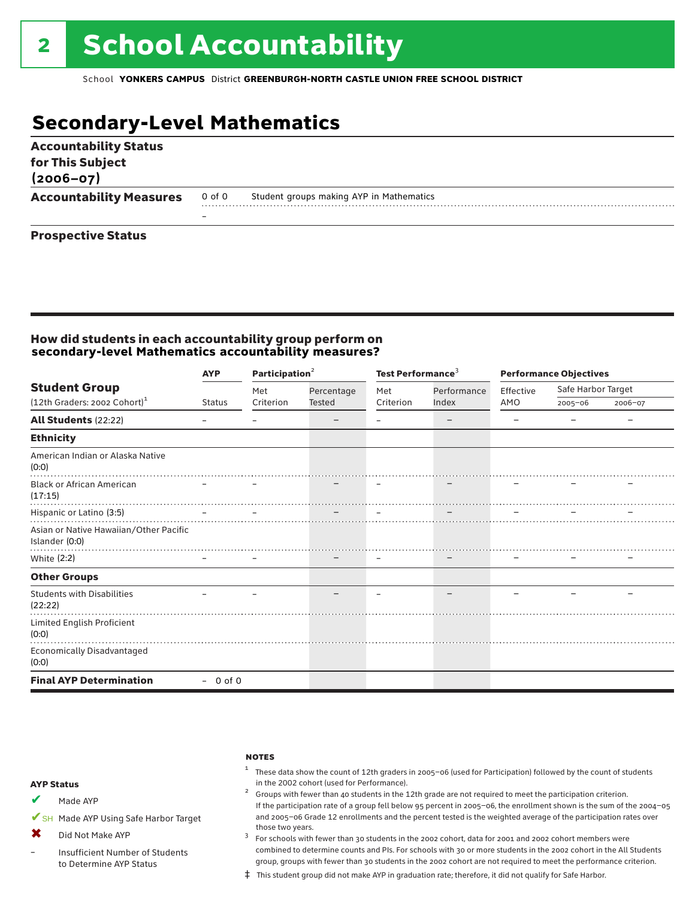# 2 School Accountability

School **YONKERS CAMPUS** District **GREENBURGH-NORTH CASTLE UNION FREE SCHOOL DISTRICT**

## Secondary-Level Mathematics

**Accountability Status for This Subject (2006–07)**

**Accountability Measures** 0 of 0 Student groups making AYP in Mathematics

–

**Prospective Status**

### How did students in each accountability group perform on secondary-level Mathematics accountability measures?

| Student Group (12th Graders: 2002 Cohort)[1] | AYP | Participation[2] | | Test Performance[3] | | Performance Objectives | | |
|---|---|---|---|---|---|---|---|---|
| | Status | Met Criterion | Percentage Tested | Met Criterion | Performance Index | Effective AMO | Safe Harbor Target 2005–06 | Safe Harbor Target 2006–07 |
| **All Students** (22:22) | – | – | – | – | – | – | – | – |
| **Ethnicity** | | | | | | | | |
| American Indian or Alaska Native (0:0) | | | | | | | | |
| Black or African American (17:15) | – | – | – | – | – | – | – | – |
| Hispanic or Latino (3:5) | – | – | – | – | – | – | – | – |
| Asian or Native Hawaiian/Other Pacific Islander (0:0) | | | | | | | | |
| White (2:2) | – | – | – | – | – | – | – | – |
| **Other Groups** | | | | | | | | |
| Students with Disabilities (22:22) | – | – | – | – | – | – | – | – |
| Limited English Proficient (0:0) | | | | | | | | |
| Economically Disadvantaged (0:0) | | | | | | | | |
| **Final AYP Determination** | – 0 of 0 | | | | | | | |

**AYP Status**

- ✔ Made AYP
- ✔SH Made AYP Using Safe Harbor Target
- ✖ Did Not Make AYP
- – Insufficient Number of Students to Determine AYP Status

**NOTES**

1. These data show the count of 12th graders in 2005–06 (used for Participation) followed by the count of students in the 2002 cohort (used for Performance).
2. Groups with fewer than 40 students in the 12th grade are not required to meet the participation criterion. If the participation rate of a group fell below 95 percent in 2005–06, the enrollment shown is the sum of the 2004–05 and 2005–06 Grade 12 enrollments and the percent tested is the weighted average of the participation rates over those two years.
3. For schools with fewer than 30 students in the 2002 cohort, data for 2001 and 2002 cohort members were combined to determine counts and PIs. For schools with 30 or more students in the 2002 cohort in the All Students group, groups with fewer than 30 students in the 2002 cohort are not required to meet the performance criterion.

‡ This student group did not make AYP in graduation rate; therefore, it did not qualify for Safe Harbor.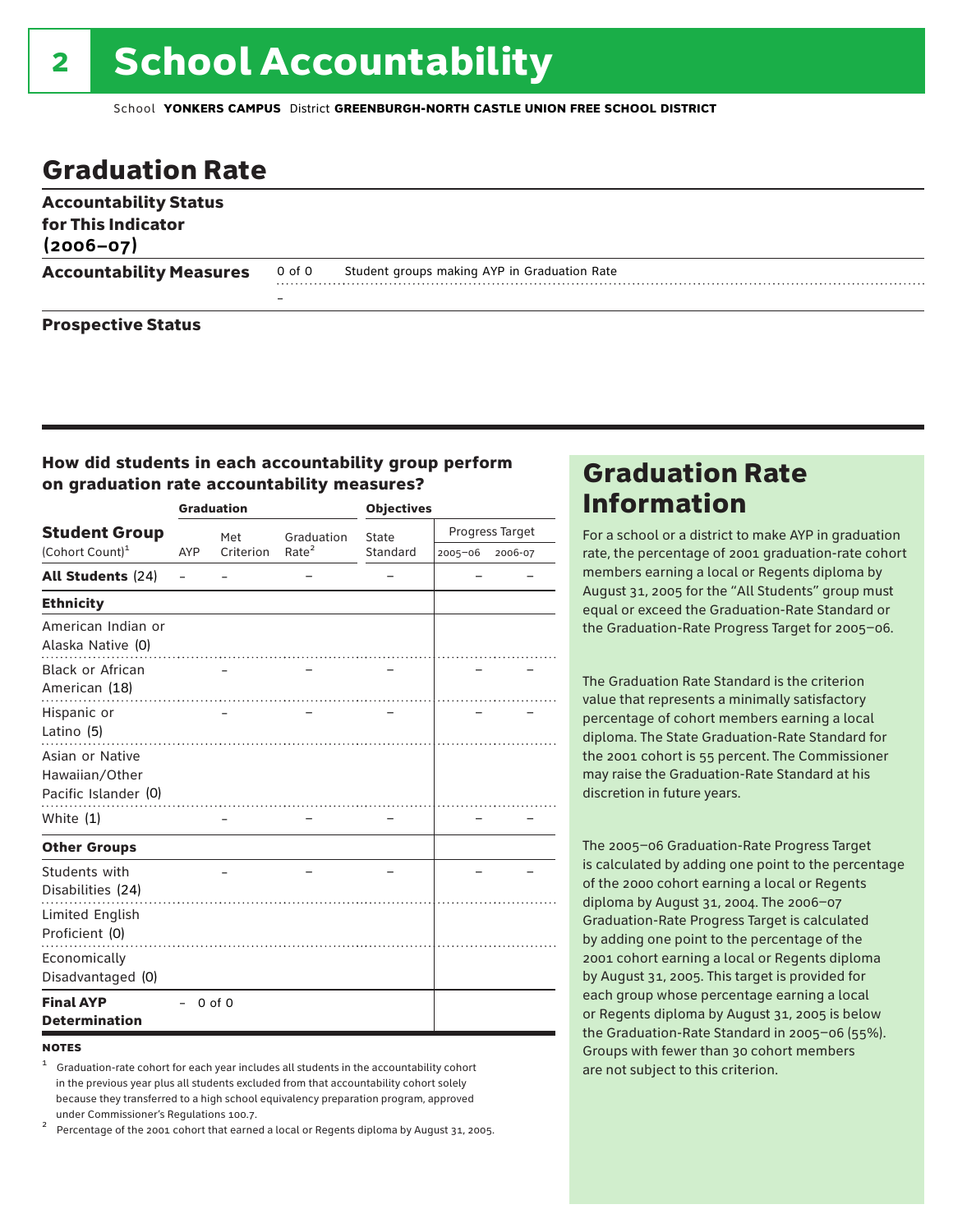# 2 School Accountability

School **YONKERS CAMPUS** District **GREENBURGH-NORTH CASTLE UNION FREE SCHOOL DISTRICT**

## Graduation Rate

**Accountability Status for This Indicator (2006–07)**

**Accountability Measures** 0 of 0 Student groups making AYP in Graduation Rate

–

**Prospective Status**

### How did students in each accountability group perform on graduation rate accountability measures?

| Student Group (Cohort Count)[1] | Graduation | | | Objectives | | |
|---|---|---|---|---|---|---|
| | AYP | Met Criterion | Graduation Rate[2] | State Standard | Progress Target 2005–06 | Progress Target 2006-07 |
| **All Students** (24) | – | – | – | – | – | – |
| **Ethnicity** | | | | | | |
| American Indian or Alaska Native (0) | | | | | | |
| Black or African American (18) | | – | – | – | – | – |
| Hispanic or Latino (5) | | – | – | – | – | – |
| Asian or Native Hawaiian/Other Pacific Islander (0) | | | | | | |
| White (1) | | – | – | – | – | – |
| **Other Groups** | | | | | | |
| Students with Disabilities (24) | | – | – | – | – | – |
| Limited English Proficient (0) | | | | | | |
| Economically Disadvantaged (0) | | | | | | |
| **Final AYP Determination** | – | 0 of 0 | | | | |

**NOTES**

[1] Graduation-rate cohort for each year includes all students in the accountability cohort in the previous year plus all students excluded from that accountability cohort solely because they transferred to a high school equivalency preparation program, approved under Commissioner's Regulations 100.7.

[2] Percentage of the 2001 cohort that earned a local or Regents diploma by August 31, 2005.

## Graduation Rate Information

For a school or a district to make AYP in graduation rate, the percentage of 2001 graduation-rate cohort members earning a local or Regents diploma by August 31, 2005 for the "All Students" group must equal or exceed the Graduation-Rate Standard or the Graduation-Rate Progress Target for 2005–06.

The Graduation Rate Standard is the criterion value that represents a minimally satisfactory percentage of cohort members earning a local diploma. The State Graduation-Rate Standard for the 2001 cohort is 55 percent. The Commissioner may raise the Graduation-Rate Standard at his discretion in future years.

The 2005–06 Graduation-Rate Progress Target is calculated by adding one point to the percentage of the 2000 cohort earning a local or Regents diploma by August 31, 2004. The 2006–07 Graduation-Rate Progress Target is calculated by adding one point to the percentage of the 2001 cohort earning a local or Regents diploma by August 31, 2005. This target is provided for each group whose percentage earning a local or Regents diploma by August 31, 2005 is below the Graduation-Rate Standard in 2005–06 (55%). Groups with fewer than 30 cohort members are not subject to this criterion.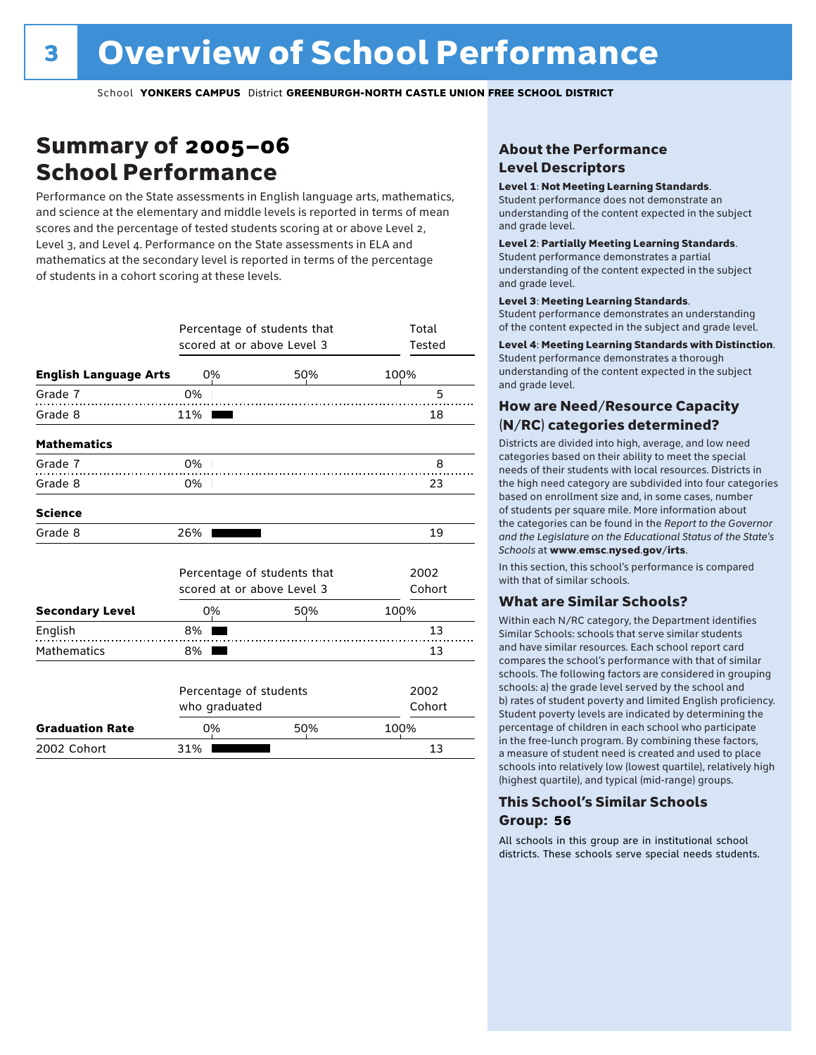# Overview of School Performance

School **YONKERS CAMPUS** District **GREENBURGH-NORTH CASTLE UNION FREE SCHOOL DISTRICT**

## Summary of 2005–06 School Performance

Performance on the State assessments in English language arts, mathematics, and science at the elementary and middle levels is reported in terms of mean scores and the percentage of tested students scoring at or above Level 2, Level 3, and Level 4. Performance on the State assessments in ELA and mathematics at the secondary level is reported in terms of the percentage of students in a cohort scoring at these levels.

| | Percentage of students that scored at or above Level 3 | Total Tested |
|---|---|---|
| **English Language Arts** | | |
| Grade 7 | 0% | 5 |
| Grade 8 | 11% | 18 |
| **Mathematics** | | |
| Grade 7 | 0% | 8 |
| Grade 8 | 0% | 23 |
| **Science** | | |
| Grade 8 | 26% | 19 |

| | Percentage of students that scored at or above Level 3 | 2002 Cohort |
|---|---|---|
| **Secondary Level** | | |
| English | 8% | 13 |
| Mathematics | 8% | 13 |

| | Percentage of students who graduated | 2002 Cohort |
|---|---|---|
| **Graduation Rate** | | |
| 2002 Cohort | 31% | 13 |

### About the Performance Level Descriptors

**Level 1: Not Meeting Learning Standards.** Student performance does not demonstrate an understanding of the content expected in the subject and grade level.

**Level 2: Partially Meeting Learning Standards.** Student performance demonstrates a partial understanding of the content expected in the subject and grade level.

**Level 3: Meeting Learning Standards.** Student performance demonstrates an understanding of the content expected in the subject and grade level.

**Level 4: Meeting Learning Standards with Distinction.** Student performance demonstrates a thorough understanding of the content expected in the subject and grade level.

### How are Need/Resource Capacity (N/RC) categories determined?

Districts are divided into high, average, and low need categories based on their ability to meet the special needs of their students with local resources. Districts in the high need category are subdivided into four categories based on enrollment size and, in some cases, number of students per square mile. More information about the categories can be found in the *Report to the Governor and the Legislature on the Educational Status of the State's Schools* at **www.emsc.nysed.gov/irts**.

In this section, this school's performance is compared with that of similar schools.

### What are Similar Schools?

Within each N/RC category, the Department identifies Similar Schools: schools that serve similar students and have similar resources. Each school report card compares the school's performance with that of similar schools. The following factors are considered in grouping schools: a) the grade level served by the school and b) rates of student poverty and limited English proficiency. Student poverty levels are indicated by determining the percentage of children in each school who participate in the free-lunch program. By combining these factors, a measure of student need is created and used to place schools into relatively low (lowest quartile), relatively high (highest quartile), and typical (mid-range) groups.

### This School's Similar Schools Group: 56

All schools in this group are in institutional school districts. These schools serve special needs students.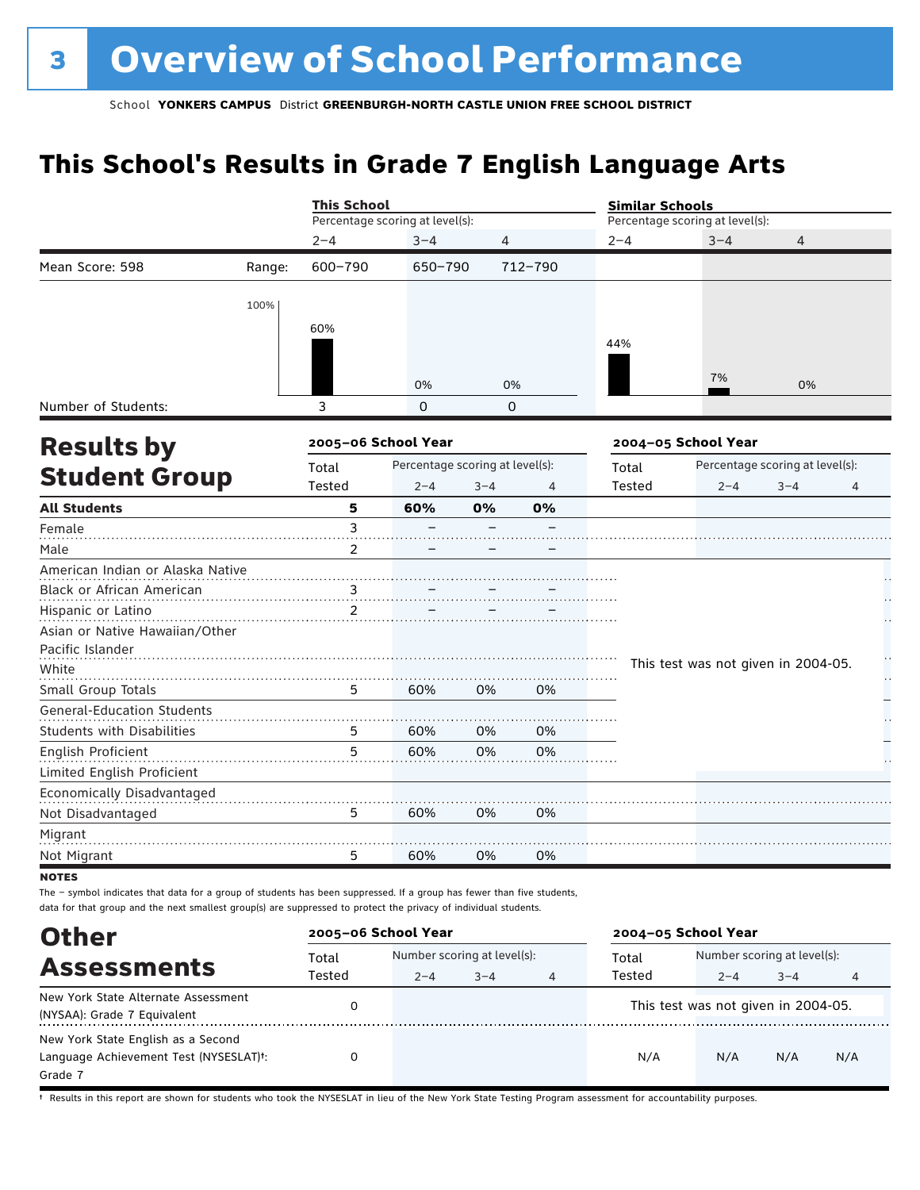# 3 Overview of School Performance

School **YONKERS CAMPUS** District **GREENBURGH-NORTH CASTLE UNION FREE SCHOOL DISTRICT**

## This School's Results in Grade 7 English Language Arts

| | | This School | | | Similar Schools | | |
|---|---|---|---|---|---|---|---|
| | | Percentage scoring at level(s): | | | Percentage scoring at level(s): | | |
| | | 2–4 | 3–4 | 4 | 2–4 | 3–4 | 4 |
| Mean Score: 598 | Range: | 600–790 | 650–790 | 712–790 | | | |
| | | 60% | 0% | 0% | 44% | 7% | 0% |
| Number of Students: | | 3 | 0 | 0 | | | |

## Results by Student Group

| | 2005–06 School Year | | | | 2004–05 School Year | | | |
|---|---|---|---|---|---|---|---|---|
| | Total Tested | Percentage scoring at level(s): 2–4 | 3–4 | 4 | Total Tested | Percentage scoring at level(s): 2–4 | 3–4 | 4 |
| **All Students** | **5** | **60%** | **0%** | **0%** | | | | |
| Female | 3 | – | – | – | | | | |
| Male | 2 | – | – | – | | | | |
| American Indian or Alaska Native | | | | | This test was not given in 2004-05. | | | |
| Black or African American | 3 | – | – | – | | | | |
| Hispanic or Latino | 2 | – | – | – | | | | |
| Asian or Native Hawaiian/Other Pacific Islander | | | | | | | | |
| White | | | | | | | | |
| Small Group Totals | 5 | 60% | 0% | 0% | | | | |
| General-Education Students | | | | | | | | |
| Students with Disabilities | 5 | 60% | 0% | 0% | | | | |
| English Proficient | 5 | 60% | 0% | 0% | | | | |
| Limited English Proficient | | | | | | | | |
| Economically Disadvantaged | | | | | | | | |
| Not Disadvantaged | 5 | 60% | 0% | 0% | | | | |
| Migrant | | | | | | | | |
| Not Migrant | 5 | 60% | 0% | 0% | | | | |

**NOTES**

The – symbol indicates that data for a group of students has been suppressed. If a group has fewer than five students, data for that group and the next smallest group(s) are suppressed to protect the privacy of individual students.

## Other Assessments

| | 2005–06 School Year | | | | 2004–05 School Year | | | |
|---|---|---|---|---|---|---|---|---|
| | Total Tested | Number scoring at level(s): 2–4 | 3–4 | 4 | Total Tested | Number scoring at level(s): 2–4 | 3–4 | 4 |
| New York State Alternate Assessment (NYSAA): Grade 7 Equivalent | 0 | | | | This test was not given in 2004-05. | | | |
| New York State English as a Second Language Achievement Test (NYSESLAT)†: Grade 7 | 0 | | | | N/A | N/A | N/A | N/A |

† Results in this report are shown for students who took the NYSESLAT in lieu of the New York State Testing Program assessment for accountability purposes.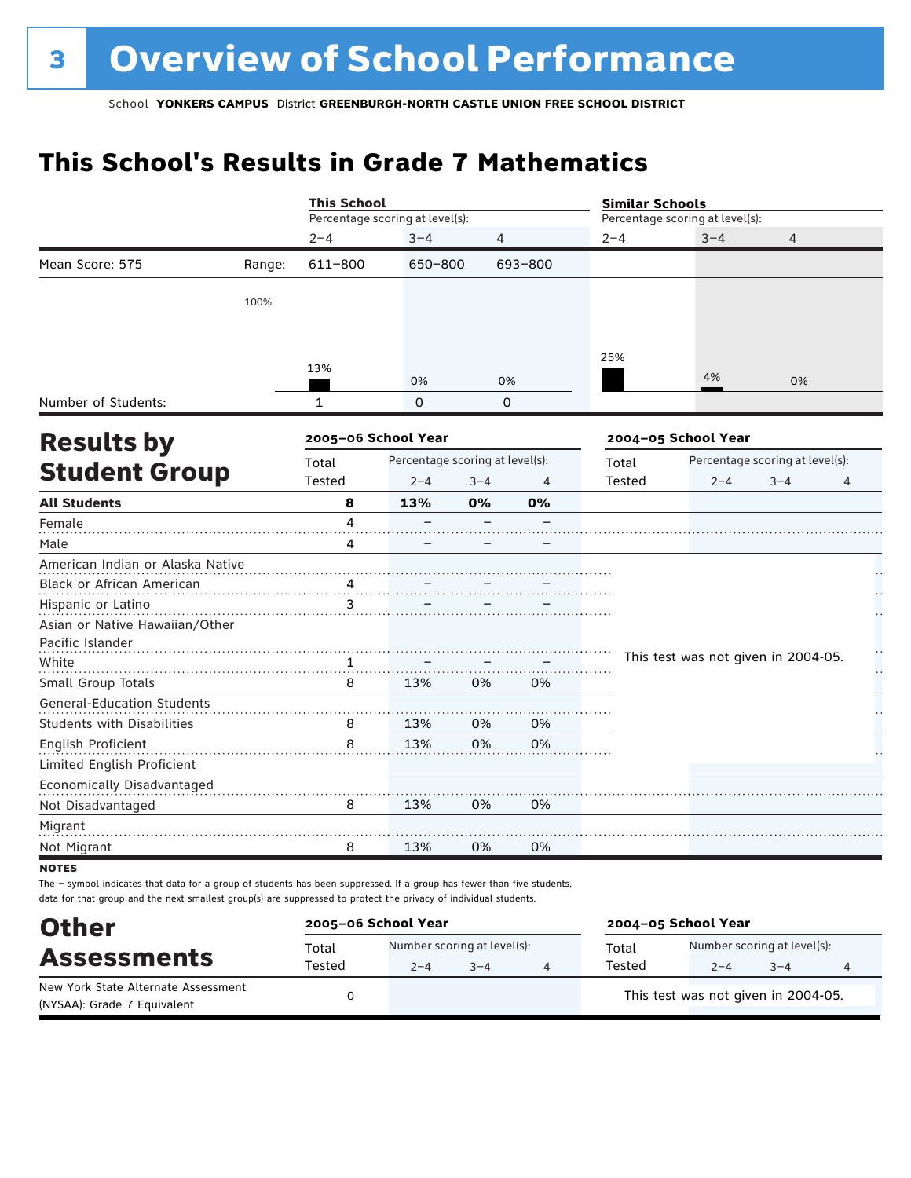# 3 Overview of School Performance

School **YONKERS CAMPUS** District **GREENBURGH-NORTH CASTLE UNION FREE SCHOOL DISTRICT**

## This School's Results in Grade 7 Mathematics

| | | This School | | | Similar Schools | | |
|---|---|---|---|---|---|---|---|
| | | Percentage scoring at level(s): | | | Percentage scoring at level(s): | | |
| | | 2–4 | 3–4 | 4 | 2–4 | 3–4 | 4 |
| Mean Score: 575 | Range: | 611–800 | 650–800 | 693–800 | | | |
| | | 13% | 0% | 0% | 25% | 4% | 0% |
| Number of Students: | | 1 | 0 | 0 | | | |

## Results by Student Group

| | 2005–06 School Year | | | | 2004–05 School Year | | | |
|---|---|---|---|---|---|---|---|---|
| | Total Tested | Percentage scoring at level(s): 2–4 | 3–4 | 4 | Total Tested | Percentage scoring at level(s): 2–4 | 3–4 | 4 |
| **All Students** | **8** | **13%** | **0%** | **0%** | | | | |
| Female | 4 | – | – | – | | | | |
| Male | 4 | – | – | – | | | | |
| American Indian or Alaska Native | | | | | This test was not given in 2004-05. | | | |
| Black or African American | 4 | – | – | – | | | | |
| Hispanic or Latino | 3 | – | – | – | | | | |
| Asian or Native Hawaiian/Other Pacific Islander | | | | | | | | |
| White | 1 | – | – | – | | | | |
| Small Group Totals | 8 | 13% | 0% | 0% | | | | |
| General-Education Students | | | | | | | | |
| Students with Disabilities | 8 | 13% | 0% | 0% | | | | |
| English Proficient | 8 | 13% | 0% | 0% | | | | |
| Limited English Proficient | | | | | | | | |
| Economically Disadvantaged | | | | | | | | |
| Not Disadvantaged | 8 | 13% | 0% | 0% | | | | |
| Migrant | | | | | | | | |
| Not Migrant | 8 | 13% | 0% | 0% | | | | |

**NOTES**

The – symbol indicates that data for a group of students has been suppressed. If a group has fewer than five students, data for that group and the next smallest group(s) are suppressed to protect the privacy of individual students.

## Other Assessments

| | 2005–06 School Year | | | | 2004–05 School Year | | | |
|---|---|---|---|---|---|---|---|---|
| | Total Tested | Number scoring at level(s): 2–4 | 3–4 | 4 | Total Tested | Number scoring at level(s): 2–4 | 3–4 | 4 |
| New York State Alternate Assessment (NYSAA): Grade 7 Equivalent | 0 | | | | This test was not given in 2004-05. | | | |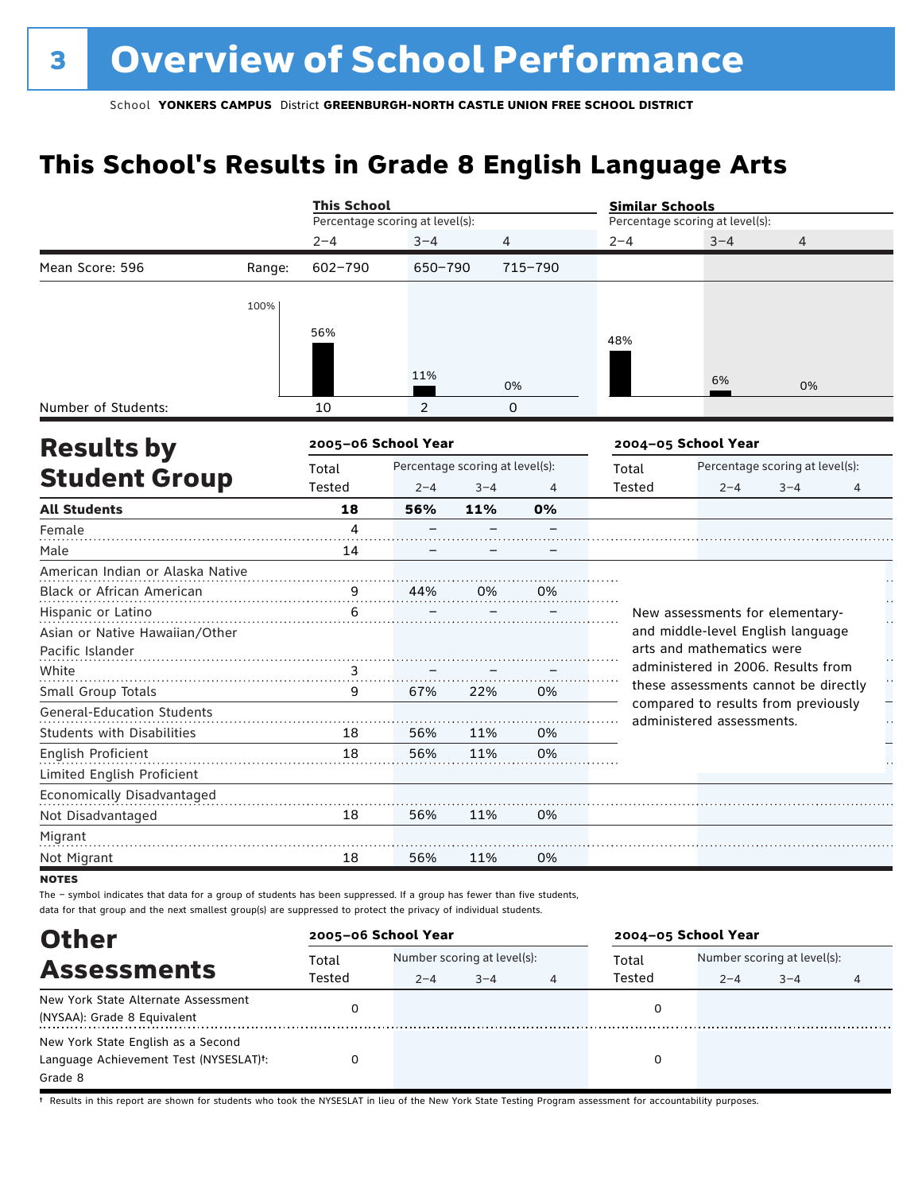# 3 Overview of School Performance

School **YONKERS CAMPUS** District **GREENBURGH-NORTH CASTLE UNION FREE SCHOOL DISTRICT**

## This School's Results in Grade 8 English Language Arts

| | | This School | | | Similar Schools | | |
|---|---|---|---|---|---|---|---|
| | | Percentage scoring at level(s): | | | Percentage scoring at level(s): | | |
| | | 2–4 | 3–4 | 4 | 2–4 | 3–4 | 4 |
| Mean Score: 596 | Range: | 602–790 | 650–790 | 715–790 | | | |
| | | 56% | 11% | 0% | 48% | 6% | 0% |
| Number of Students: | | 10 | 2 | 0 | | | |

## Results by Student Group

| | 2005–06 School Year | | | | 2004–05 School Year | | | |
|---|---|---|---|---|---|---|---|---|
| | Total Tested | Percentage scoring at level(s): 2–4 | 3–4 | 4 | Total Tested | Percentage scoring at level(s): 2–4 | 3–4 | 4 |
| **All Students** | **18** | **56%** | **11%** | **0%** | | | | |
| Female | 4 | – | – | – | | | | |
| Male | 14 | – | – | – | | | | |
| American Indian or Alaska Native | | | | | | | | |
| Black or African American | 9 | 44% | 0% | 0% | | | | |
| Hispanic or Latino | 6 | – | – | – | | | | |
| Asian or Native Hawaiian/Other Pacific Islander | | | | | | | | |
| White | 3 | – | – | – | | | | |
| Small Group Totals | 9 | 67% | 22% | 0% | | | | |
| General-Education Students | | | | | | | | |
| Students with Disabilities | 18 | 56% | 11% | 0% | | | | |
| English Proficient | 18 | 56% | 11% | 0% | | | | |
| Limited English Proficient | | | | | | | | |
| Economically Disadvantaged | | | | | | | | |
| Not Disadvantaged | 18 | 56% | 11% | 0% | | | | |
| Migrant | | | | | | | | |
| Not Migrant | 18 | 56% | 11% | 0% | | | | |

New assessments for elementary- and middle-level English language arts and mathematics were administered in 2006. Results from these assessments cannot be directly compared to results from previously administered assessments.

**NOTES**

The – symbol indicates that data for a group of students has been suppressed. If a group has fewer than five students, data for that group and the next smallest group(s) are suppressed to protect the privacy of individual students.

## Other Assessments

| | 2005–06 School Year | | | | 2004–05 School Year | | | |
|---|---|---|---|---|---|---|---|---|
| | Total Tested | Number scoring at level(s): 2–4 | 3–4 | 4 | Total Tested | Number scoring at level(s): 2–4 | 3–4 | 4 |
| New York State Alternate Assessment (NYSAA): Grade 8 Equivalent | 0 | | | | 0 | | | |
| New York State English as a Second Language Achievement Test (NYSESLAT)†: Grade 8 | 0 | | | | 0 | | | |

† Results in this report are shown for students who took the NYSESLAT in lieu of the New York State Testing Program assessment for accountability purposes.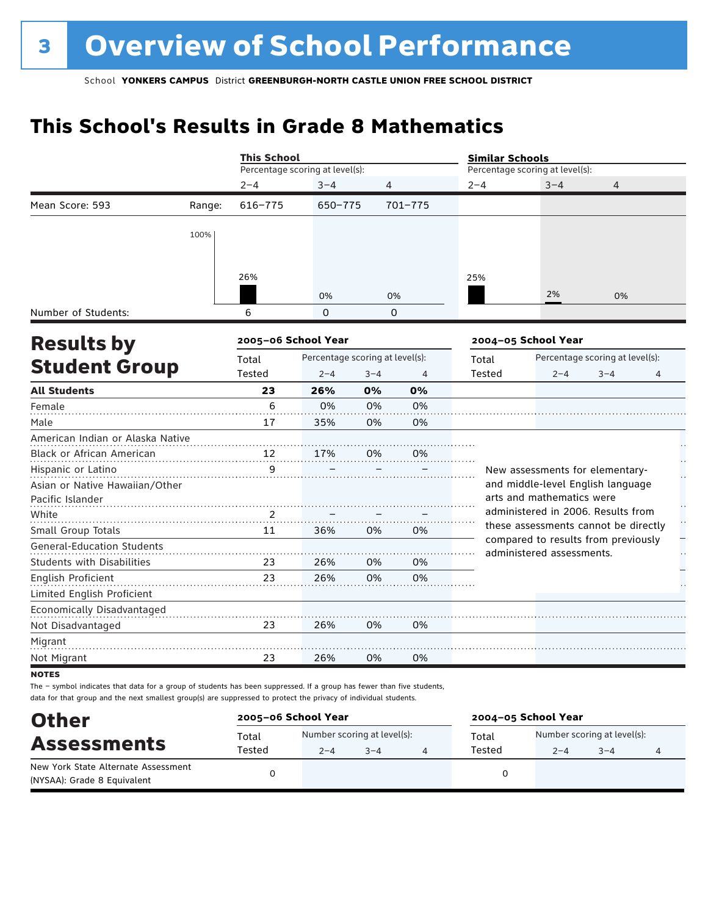# 3 Overview of School Performance

School **YONKERS CAMPUS** District **GREENBURGH-NORTH CASTLE UNION FREE SCHOOL DISTRICT**

## This School's Results in Grade 8 Mathematics

| | | This School | | | Similar Schools | | |
|---|---|---|---|---|---|---|---|
| | | Percentage scoring at level(s): | | | Percentage scoring at level(s): | | |
| | | 2–4 | 3–4 | 4 | 2–4 | 3–4 | 4 |
| Mean Score: 593 | Range: | 616–775 | 650–775 | 701–775 | | | |
| | | 26% | 0% | 0% | 25% | 2% | 0% |
| Number of Students: | | 6 | 0 | 0 | | | |

## Results by Student Group

| | 2005–06 School Year | | | | 2004–05 School Year | | | |
|---|---|---|---|---|---|---|---|---|
| | Total Tested | Percentage scoring at level(s): 2–4 | 3–4 | 4 | Total Tested | Percentage scoring at level(s): 2–4 | 3–4 | 4 |
| **All Students** | **23** | **26%** | **0%** | **0%** | | | | |
| Female | 6 | 0% | 0% | 0% | | | | |
| Male | 17 | 35% | 0% | 0% | | | | |
| American Indian or Alaska Native | | | | | | | | |
| Black or African American | 12 | 17% | 0% | 0% | | | | |
| Hispanic or Latino | 9 | – | – | – | | | | |
| Asian or Native Hawaiian/Other Pacific Islander | | | | | | | | |
| White | 2 | – | – | – | | | | |
| Small Group Totals | 11 | 36% | 0% | 0% | | | | |
| General-Education Students | | | | | | | | |
| Students with Disabilities | 23 | 26% | 0% | 0% | | | | |
| English Proficient | 23 | 26% | 0% | 0% | | | | |
| Limited English Proficient | | | | | | | | |
| Economically Disadvantaged | | | | | | | | |
| Not Disadvantaged | 23 | 26% | 0% | 0% | | | | |
| Migrant | | | | | | | | |
| Not Migrant | 23 | 26% | 0% | 0% | | | | |

New assessments for elementary- and middle-level English language arts and mathematics were administered in 2006. Results from these assessments cannot be directly compared to results from previously administered assessments.

**NOTES**

The – symbol indicates that data for a group of students has been suppressed. If a group has fewer than five students, data for that group and the next smallest group(s) are suppressed to protect the privacy of individual students.

## Other Assessments

| | 2005–06 School Year | | | | 2004–05 School Year | | | |
|---|---|---|---|---|---|---|---|---|
| | Total Tested | Number scoring at level(s): 2–4 | 3–4 | 4 | Total Tested | Number scoring at level(s): 2–4 | 3–4 | 4 |
| New York State Alternate Assessment (NYSAA): Grade 8 Equivalent | 0 | | | | 0 | | | |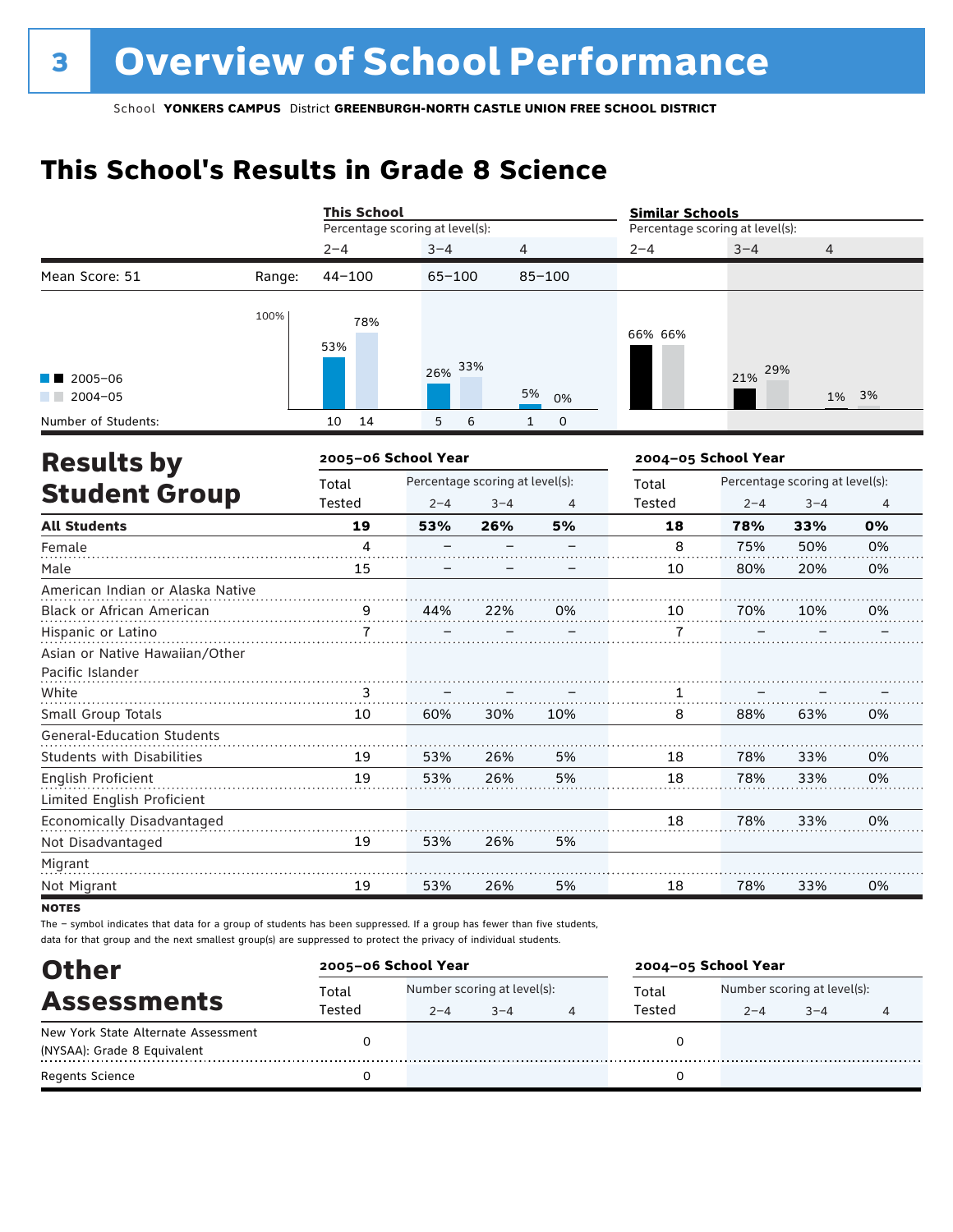# 3 Overview of School Performance

School **YONKERS CAMPUS** District **GREENBURGH-NORTH CASTLE UNION FREE SCHOOL DISTRICT**

## This School's Results in Grade 8 Science

| | | This School | | | Similar Schools | | |
|---|---|---|---|---|---|---|---|
| | | Percentage scoring at level(s): | | | Percentage scoring at level(s): | | |
| | | 2–4 | 3–4 | 4 | 2–4 | 3–4 | 4 |
| Mean Score: 51 | Range: | 44–100 | 65–100 | 85–100 | | | |
| 2005–06 | | 53% | 26% | 5% | 66% | 21% | 1% |
| 2004–05 | | 78% | 33% | 0% | 66% | 29% | 3% |
| Number of Students: 2005–06 | | 10 | 5 | 1 | | | |
| Number of Students: 2004–05 | | 14 | 6 | 0 | | | |

## Results by Student Group

| | 2005–06 School Year | | | | 2004–05 School Year | | | |
|---|---|---|---|---|---|---|---|---|
| | Total Tested | Percentage scoring at level(s): 2–4 | 3–4 | 4 | Total Tested | Percentage scoring at level(s): 2–4 | 3–4 | 4 |
| **All Students** | **19** | **53%** | **26%** | **5%** | **18** | **78%** | **33%** | **0%** |
| Female | 4 | – | – | – | 8 | 75% | 50% | 0% |
| Male | 15 | – | – | – | 10 | 80% | 20% | 0% |
| American Indian or Alaska Native | | | | | | | | |
| Black or African American | 9 | 44% | 22% | 0% | 10 | 70% | 10% | 0% |
| Hispanic or Latino | 7 | – | – | – | 7 | – | – | – |
| Asian or Native Hawaiian/Other Pacific Islander | | | | | | | | |
| White | 3 | – | – | – | 1 | – | – | – |
| Small Group Totals | 10 | 60% | 30% | 10% | 8 | 88% | 63% | 0% |
| General-Education Students | | | | | | | | |
| Students with Disabilities | 19 | 53% | 26% | 5% | 18 | 78% | 33% | 0% |
| English Proficient | 19 | 53% | 26% | 5% | 18 | 78% | 33% | 0% |
| Limited English Proficient | | | | | | | | |
| Economically Disadvantaged | | | | | 18 | 78% | 33% | 0% |
| Not Disadvantaged | 19 | 53% | 26% | 5% | | | | |
| Migrant | | | | | | | | |
| Not Migrant | 19 | 53% | 26% | 5% | 18 | 78% | 33% | 0% |

**NOTES**

The – symbol indicates that data for a group of students has been suppressed. If a group has fewer than five students, data for that group and the next smallest group(s) are suppressed to protect the privacy of individual students.

## Other Assessments

| | 2005–06 School Year | | | | 2004–05 School Year | | | |
|---|---|---|---|---|---|---|---|---|
| | Total Tested | Number scoring at level(s): 2–4 | 3–4 | 4 | Total Tested | Number scoring at level(s): 2–4 | 3–4 | 4 |
| New York State Alternate Assessment (NYSAA): Grade 8 Equivalent | 0 | | | | 0 | | | |
| Regents Science | 0 | | | | 0 | | | |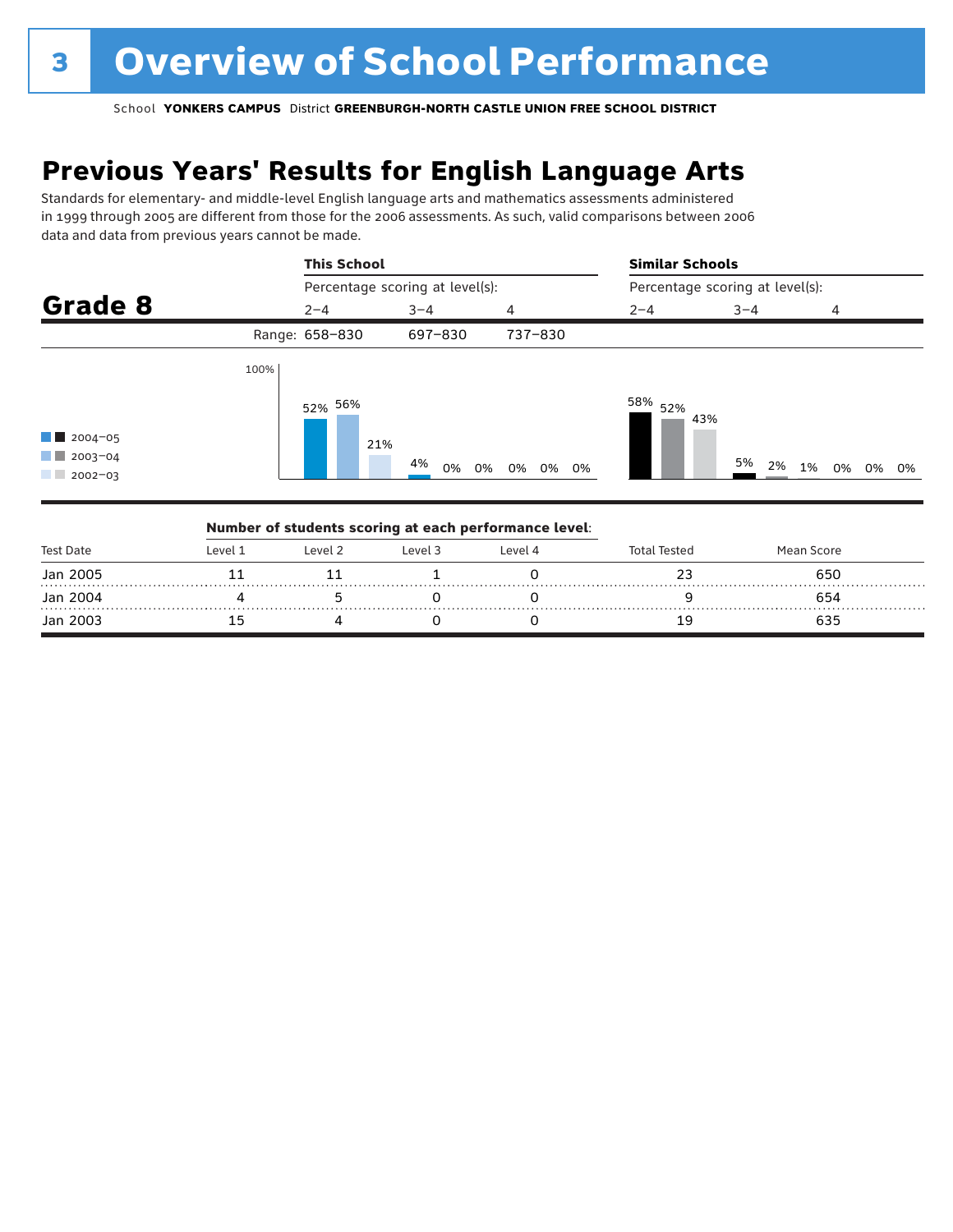# 3 Overview of School Performance

School **YONKERS CAMPUS** District **GREENBURGH-NORTH CASTLE UNION FREE SCHOOL DISTRICT**

## Previous Years' Results for English Language Arts

Standards for elementary- and middle-level English language arts and mathematics assessments administered in 1999 through 2005 are different from those for the 2006 assessments. As such, valid comparisons between 2006 data and data from previous years cannot be made.

### Grade 8

| | This School | | | Similar Schools | | |
|---|---|---|---|---|---|---|
| | Percentage scoring at level(s): | | | Percentage scoring at level(s): | | |
| | 2–4 | 3–4 | 4 | 2–4 | 3–4 | 4 |
| Range: | 658–830 | 697–830 | 737–830 | | | |
| 2004–05 | 52% | 4% | 0% | 58% | 5% | 0% |
| 2003–04 | 56% | 0% | 0% | 52% | 2% | 0% |
| 2002–03 | 21% | 0% | 0% | 43% | 1% | 0% |

**Number of students scoring at each performance level:**

| Test Date | Level 1 | Level 2 | Level 3 | Level 4 | Total Tested | Mean Score |
|---|---|---|---|---|---|---|
| Jan 2005 | 11 | 11 | 1 | 0 | 23 | 650 |
| Jan 2004 | 4 | 5 | 0 | 0 | 9 | 654 |
| Jan 2003 | 15 | 4 | 0 | 0 | 19 | 635 |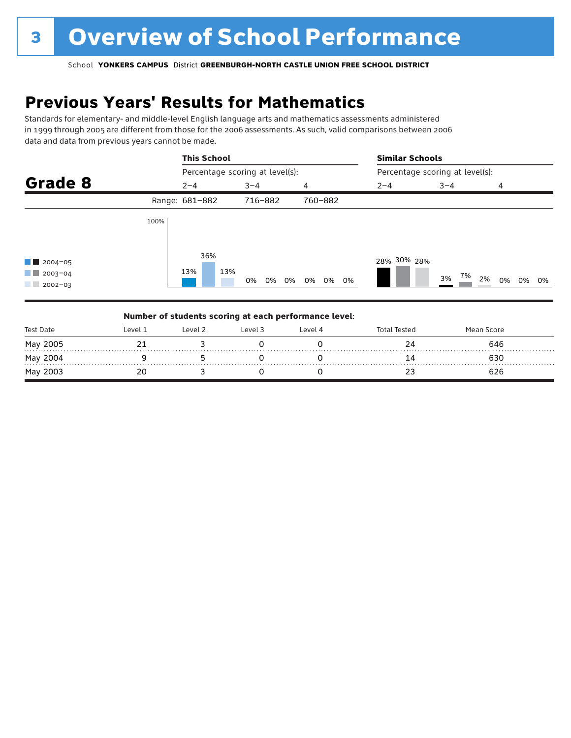# 3 Overview of School Performance

School **YONKERS CAMPUS** District **GREENBURGH-NORTH CASTLE UNION FREE SCHOOL DISTRICT**

## Previous Years' Results for Mathematics

Standards for elementary- and middle-level English language arts and mathematics assessments administered in 1999 through 2005 are different from those for the 2006 assessments. As such, valid comparisons between 2006 data and data from previous years cannot be made.

### Grade 8

| | This School | | | Similar Schools | | |
|---|---|---|---|---|---|---|
| | Percentage scoring at level(s): | | | Percentage scoring at level(s): | | |
| | 2–4 | 3–4 | 4 | 2–4 | 3–4 | 4 |
| Range: | 681–882 | 716–882 | 760–882 | | | |
| 2004–05 | 13% | 0% | 0% | 28% | 3% | 0% |
| 2003–04 | 36% | 0% | 0% | 30% | 7% | 0% |
| 2002–03 | 13% | 0% | 0% | 28% | 2% | 0% |

**Number of students scoring at each performance level:**

| Test Date | Level 1 | Level 2 | Level 3 | Level 4 | Total Tested | Mean Score |
|---|---|---|---|---|---|---|
| May 2005 | 21 | 3 | 0 | 0 | 24 | 646 |
| May 2004 | 9 | 5 | 0 | 0 | 14 | 630 |
| May 2003 | 20 | 3 | 0 | 0 | 23 | 626 |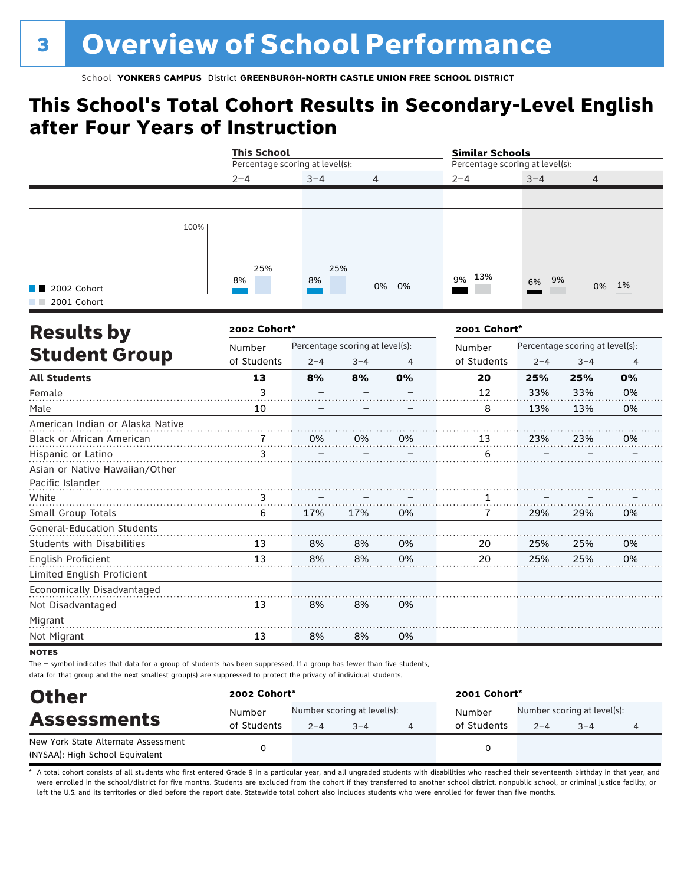# 3 Overview of School Performance

School **YONKERS CAMPUS** District **GREENBURGH-NORTH CASTLE UNION FREE SCHOOL DISTRICT**

## This School's Total Cohort Results in Secondary-Level English after Four Years of Instruction

| | This School 2–4 | This School 3–4 | This School 4 | Similar Schools 2–4 | Similar Schools 3–4 | Similar Schools 4 |
|---|---|---|---|---|---|---|
| 2002 Cohort | 8% | 8% | 0% | 9% | 6% | 0% |
| 2001 Cohort | 25% | 25% | 0% | 13% | 9% | 1% |

## Results by Student Group

| | 2002 Cohort* | | | | 2001 Cohort* | | | |
|---|---|---|---|---|---|---|---|---|
| | Number of Students | Percentage scoring at level(s): 2–4 | 3–4 | 4 | Number of Students | Percentage scoring at level(s): 2–4 | 3–4 | 4 |
| **All Students** | **13** | **8%** | **8%** | **0%** | **20** | **25%** | **25%** | **0%** |
| Female | 3 | – | – | – | 12 | 33% | 33% | 0% |
| Male | 10 | – | – | – | 8 | 13% | 13% | 0% |
| American Indian or Alaska Native | | | | | | | | |
| Black or African American | 7 | 0% | 0% | 0% | 13 | 23% | 23% | 0% |
| Hispanic or Latino | 3 | – | – | – | 6 | – | – | – |
| Asian or Native Hawaiian/Other Pacific Islander | | | | | | | | |
| White | 3 | – | – | – | 1 | – | – | – |
| Small Group Totals | 6 | 17% | 17% | 0% | 7 | 29% | 29% | 0% |
| General-Education Students | | | | | | | | |
| Students with Disabilities | 13 | 8% | 8% | 0% | 20 | 25% | 25% | 0% |
| English Proficient | 13 | 8% | 8% | 0% | 20 | 25% | 25% | 0% |
| Limited English Proficient | | | | | | | | |
| Economically Disadvantaged | | | | | | | | |
| Not Disadvantaged | 13 | 8% | 8% | 0% | | | | |
| Migrant | | | | | | | | |
| Not Migrant | 13 | 8% | 8% | 0% | | | | |

**NOTES**

The – symbol indicates that data for a group of students has been suppressed. If a group has fewer than five students, data for that group and the next smallest group(s) are suppressed to protect the privacy of individual students.

## Other Assessments

| | 2002 Cohort* | | | | 2001 Cohort* | | | |
|---|---|---|---|---|---|---|---|---|
| | Number of Students | Number scoring at level(s): 2–4 | 3–4 | 4 | Number of Students | Number scoring at level(s): 2–4 | 3–4 | 4 |
| New York State Alternate Assessment (NYSAA): High School Equivalent | 0 | | | | 0 | | | |

\* A total cohort consists of all students who first entered Grade 9 in a particular year, and all ungraded students with disabilities who reached their seventeenth birthday in that year, and were enrolled in the school/district for five months. Students are excluded from the cohort if they transferred to another school district, nonpublic school, or criminal justice facility, or left the U.S. and its territories or died before the report date. Statewide total cohort also includes students who were enrolled for fewer than five months.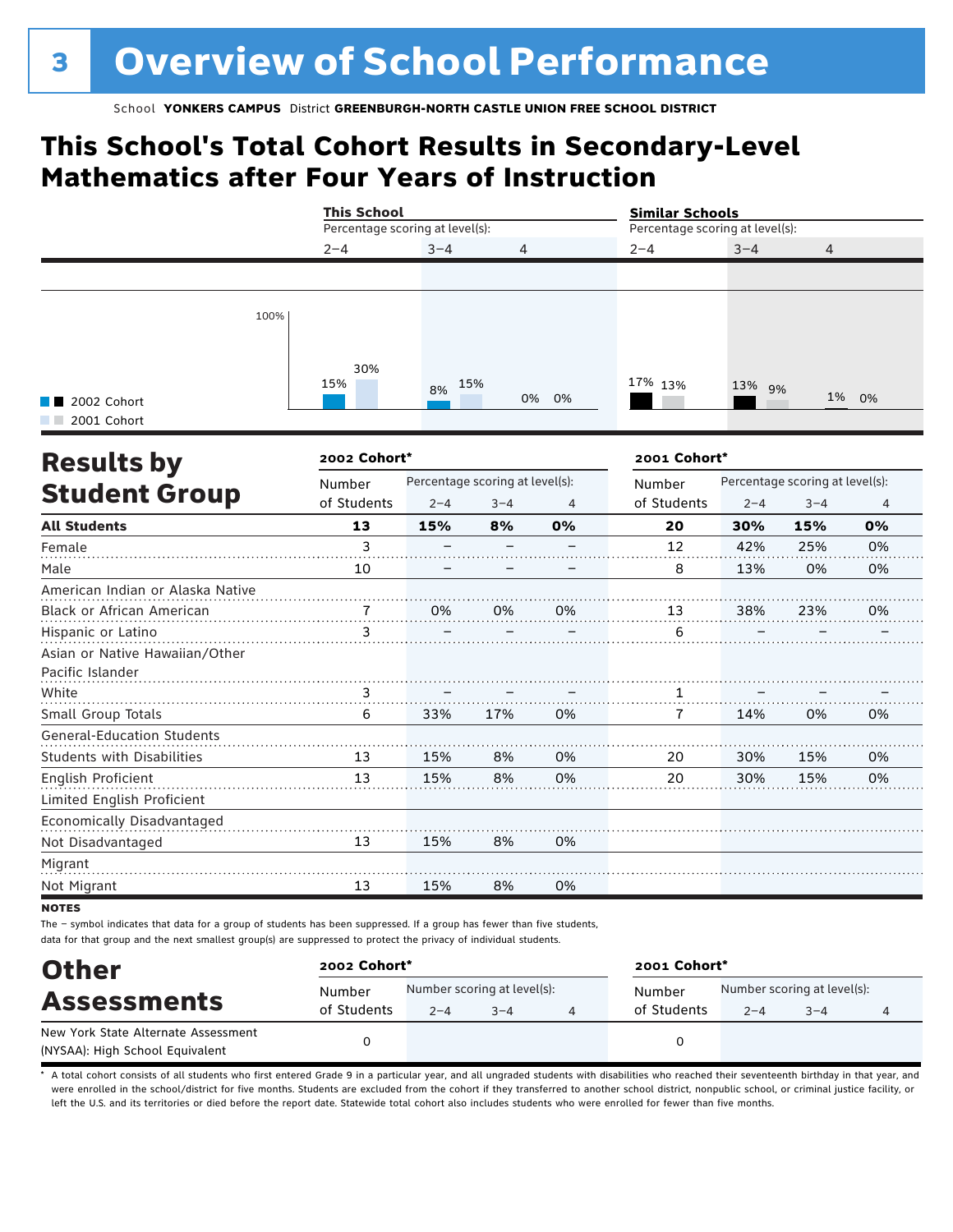# 3 Overview of School Performance

School **YONKERS CAMPUS** District **GREENBURGH-NORTH CASTLE UNION FREE SCHOOL DISTRICT**

## This School's Total Cohort Results in Secondary-Level Mathematics after Four Years of Instruction

| | This School 2–4 | This School 3–4 | This School 4 | Similar Schools 2–4 | Similar Schools 3–4 | Similar Schools 4 |
|---|---|---|---|---|---|---|
| 2002 Cohort | 15% | 8% | 0% | 17% | 13% | 1% |
| 2001 Cohort | 30% | 15% | 0% | 13% | 9% | 0% |

Percentage scoring at level(s):

## Results by Student Group

| | 2002 Cohort* Number of Students | Percentage scoring at level(s): 2–4 | 3–4 | 4 | 2001 Cohort* Number of Students | Percentage scoring at level(s): 2–4 | 3–4 | 4 |
|---|---|---|---|---|---|---|---|---|
| **All Students** | **13** | **15%** | **8%** | **0%** | **20** | **30%** | **15%** | **0%** |
| Female | 3 | – | – | – | 12 | 42% | 25% | 0% |
| Male | 10 | – | – | – | 8 | 13% | 0% | 0% |
| American Indian or Alaska Native | | | | | | | | |
| Black or African American | 7 | 0% | 0% | 0% | 13 | 38% | 23% | 0% |
| Hispanic or Latino | 3 | – | – | – | 6 | – | – | – |
| Asian or Native Hawaiian/Other Pacific Islander | | | | | | | | |
| White | 3 | – | – | – | 1 | – | – | – |
| Small Group Totals | 6 | 33% | 17% | 0% | 7 | 14% | 0% | 0% |
| General-Education Students | | | | | | | | |
| Students with Disabilities | 13 | 15% | 8% | 0% | 20 | 30% | 15% | 0% |
| English Proficient | 13 | 15% | 8% | 0% | 20 | 30% | 15% | 0% |
| Limited English Proficient | | | | | | | | |
| Economically Disadvantaged | | | | | | | | |
| Not Disadvantaged | 13 | 15% | 8% | 0% | | | | |
| Migrant | | | | | | | | |
| Not Migrant | 13 | 15% | 8% | 0% | | | | |

**NOTES**

The – symbol indicates that data for a group of students has been suppressed. If a group has fewer than five students, data for that group and the next smallest group(s) are suppressed to protect the privacy of individual students.

## Other Assessments

| | 2002 Cohort* Number of Students | Number scoring at level(s): 2–4 | 3–4 | 4 | 2001 Cohort* Number of Students | Number scoring at level(s): 2–4 | 3–4 | 4 |
|---|---|---|---|---|---|---|---|---|
| New York State Alternate Assessment (NYSAA): High School Equivalent | 0 | | | | 0 | | | |

* A total cohort consists of all students who first entered Grade 9 in a particular year, and all ungraded students with disabilities who reached their seventeenth birthday in that year, and were enrolled in the school/district for five months. Students are excluded from the cohort if they transferred to another school district, nonpublic school, or criminal justice facility, or left the U.S. and its territories or died before the report date. Statewide total cohort also includes students who were enrolled for fewer than five months.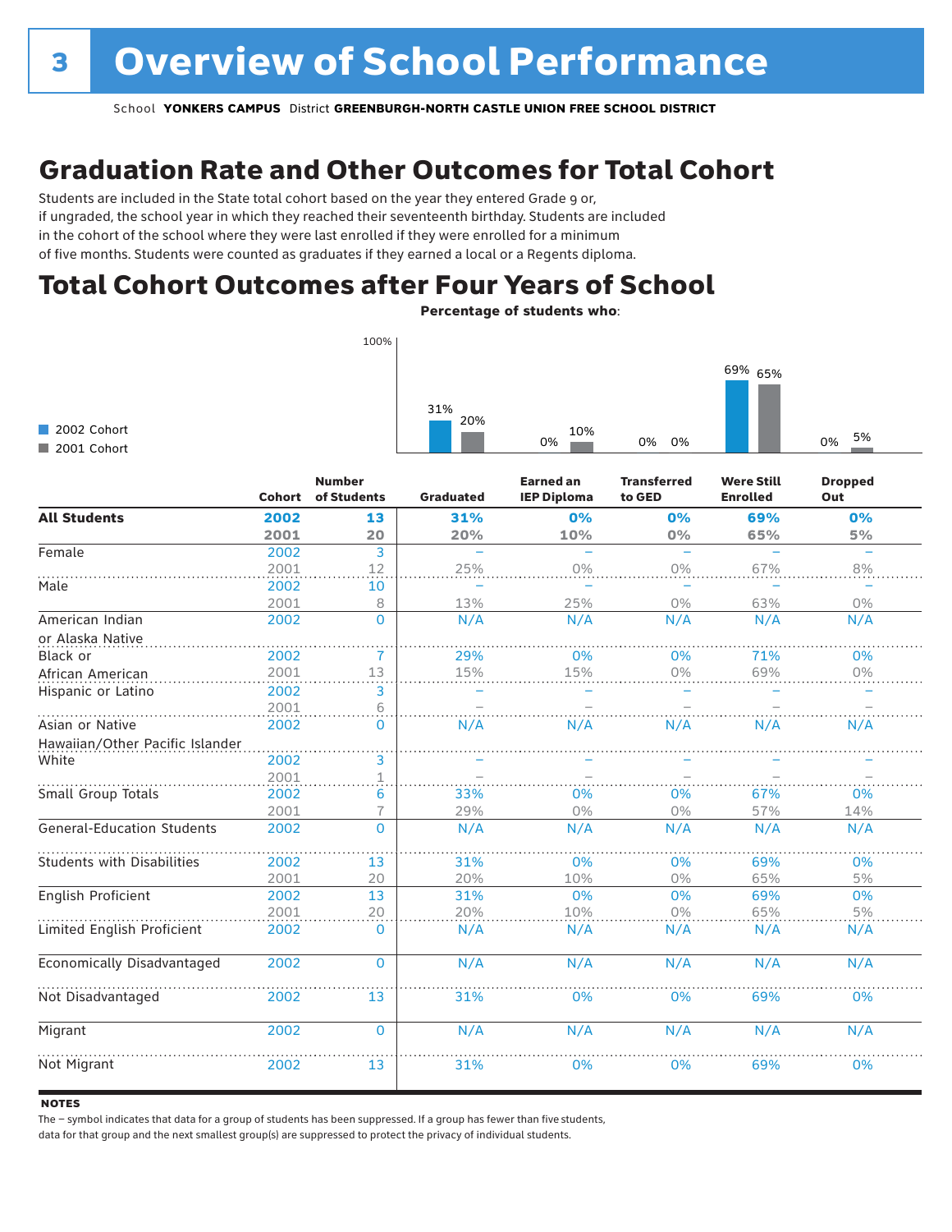# 3 Overview of School Performance

School **YONKERS CAMPUS** District **GREENBURGH-NORTH CASTLE UNION FREE SCHOOL DISTRICT**

## Graduation Rate and Other Outcomes for Total Cohort

Students are included in the State total cohort based on the year they entered Grade 9 or, if ungraded, the school year in which they reached their seventeenth birthday. Students are included in the cohort of the school where they were last enrolled if they were enrolled for a minimum of five months. Students were counted as graduates if they earned a local or a Regents diploma.

## Total Cohort Outcomes after Four Years of School

**Percentage of students who:**

| | 2002 Cohort | 2001 Cohort |
|---|---|---|
| Graduated | 31% | 20% |
| Earned an IEP Diploma | 0% | 10% |
| Transferred to GED | 0% | 0% |
| Were Still Enrolled | 69% | 65% |
| Dropped Out | 0% | 5% |

| | Cohort | Number of Students | Graduated | Earned an IEP Diploma | Transferred to GED | Were Still Enrolled | Dropped Out |
|---|---|---|---|---|---|---|---|
| **All Students** | **2002** | **13** | **31%** | **0%** | **0%** | **69%** | **0%** |
| | **2001** | **20** | **20%** | **10%** | **0%** | **65%** | **5%** |
| Female | 2002 | 3 | – | – | – | – | – |
| | 2001 | 12 | 25% | 0% | 0% | 67% | 8% |
| Male | 2002 | 10 | – | – | – | – | – |
| | 2001 | 8 | 13% | 25% | 0% | 63% | 0% |
| American Indian or Alaska Native | 2002 | 0 | N/A | N/A | N/A | N/A | N/A |
| Black or African American | 2002 | 7 | 29% | 0% | 0% | 71% | 0% |
| | 2001 | 13 | 15% | 15% | 0% | 69% | 0% |
| Hispanic or Latino | 2002 | 3 | – | – | – | – | – |
| | 2001 | 6 | – | – | – | – | – |
| Asian or Native Hawaiian/Other Pacific Islander | 2002 | 0 | N/A | N/A | N/A | N/A | N/A |
| White | 2002 | 3 | – | – | – | – | – |
| | 2001 | 1 | – | – | – | – | – |
| Small Group Totals | 2002 | 6 | 33% | 0% | 0% | 67% | 0% |
| | 2001 | 7 | 29% | 0% | 0% | 57% | 14% |
| General-Education Students | 2002 | 0 | N/A | N/A | N/A | N/A | N/A |
| Students with Disabilities | 2002 | 13 | 31% | 0% | 0% | 69% | 0% |
| | 2001 | 20 | 20% | 10% | 0% | 65% | 5% |
| English Proficient | 2002 | 13 | 31% | 0% | 0% | 69% | 0% |
| | 2001 | 20 | 20% | 10% | 0% | 65% | 5% |
| Limited English Proficient | 2002 | 0 | N/A | N/A | N/A | N/A | N/A |
| Economically Disadvantaged | 2002 | 0 | N/A | N/A | N/A | N/A | N/A |
| Not Disadvantaged | 2002 | 13 | 31% | 0% | 0% | 69% | 0% |
| Migrant | 2002 | 0 | N/A | N/A | N/A | N/A | N/A |
| Not Migrant | 2002 | 13 | 31% | 0% | 0% | 69% | 0% |

**NOTES**

The – symbol indicates that data for a group of students has been suppressed. If a group has fewer than five students, data for that group and the next smallest group(s) are suppressed to protect the privacy of individual students.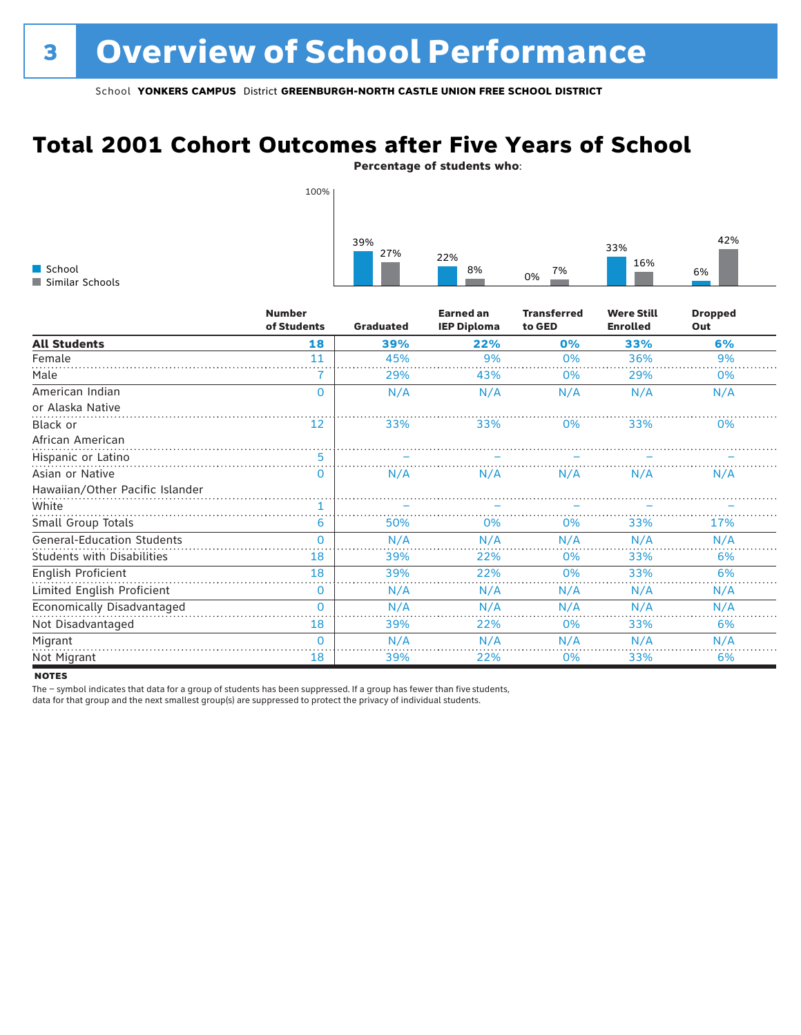# 3 Overview of School Performance

School **YONKERS CAMPUS** District **GREENBURGH-NORTH CASTLE UNION FREE SCHOOL DISTRICT**

## Total 2001 Cohort Outcomes after Five Years of School

**Percentage of students who:**

100%

School
Similar Schools

39%
27%
22%
8%
0%
7%
33%
16%
6%
42%

| | Number of Students | Graduated | Earned an IEP Diploma | Transferred to GED | Were Still Enrolled | Dropped Out |
|---|---|---|---|---|---|---|
| **All Students** | **18** | **39%** | **22%** | **0%** | **33%** | **6%** |
| Female | 11 | 45% | 9% | 0% | 36% | 9% |
| Male | 7 | 29% | 43% | 0% | 29% | 0% |
| American Indian or Alaska Native | 0 | N/A | N/A | N/A | N/A | N/A |
| Black or African American | 12 | 33% | 33% | 0% | 33% | 0% |
| Hispanic or Latino | 5 | – | – | – | – | – |
| Asian or Native Hawaiian/Other Pacific Islander | 0 | N/A | N/A | N/A | N/A | N/A |
| White | 1 | – | – | – | – | – |
| Small Group Totals | 6 | 50% | 0% | 0% | 33% | 17% |
| General-Education Students | 0 | N/A | N/A | N/A | N/A | N/A |
| Students with Disabilities | 18 | 39% | 22% | 0% | 33% | 6% |
| English Proficient | 18 | 39% | 22% | 0% | 33% | 6% |
| Limited English Proficient | 0 | N/A | N/A | N/A | N/A | N/A |
| Economically Disadvantaged | 0 | N/A | N/A | N/A | N/A | N/A |
| Not Disadvantaged | 18 | 39% | 22% | 0% | 33% | 6% |
| Migrant | 0 | N/A | N/A | N/A | N/A | N/A |
| Not Migrant | 18 | 39% | 22% | 0% | 33% | 6% |

**NOTES**

The – symbol indicates that data for a group of students has been suppressed. If a group has fewer than five students, data for that group and the next smallest group(s) are suppressed to protect the privacy of individual students.